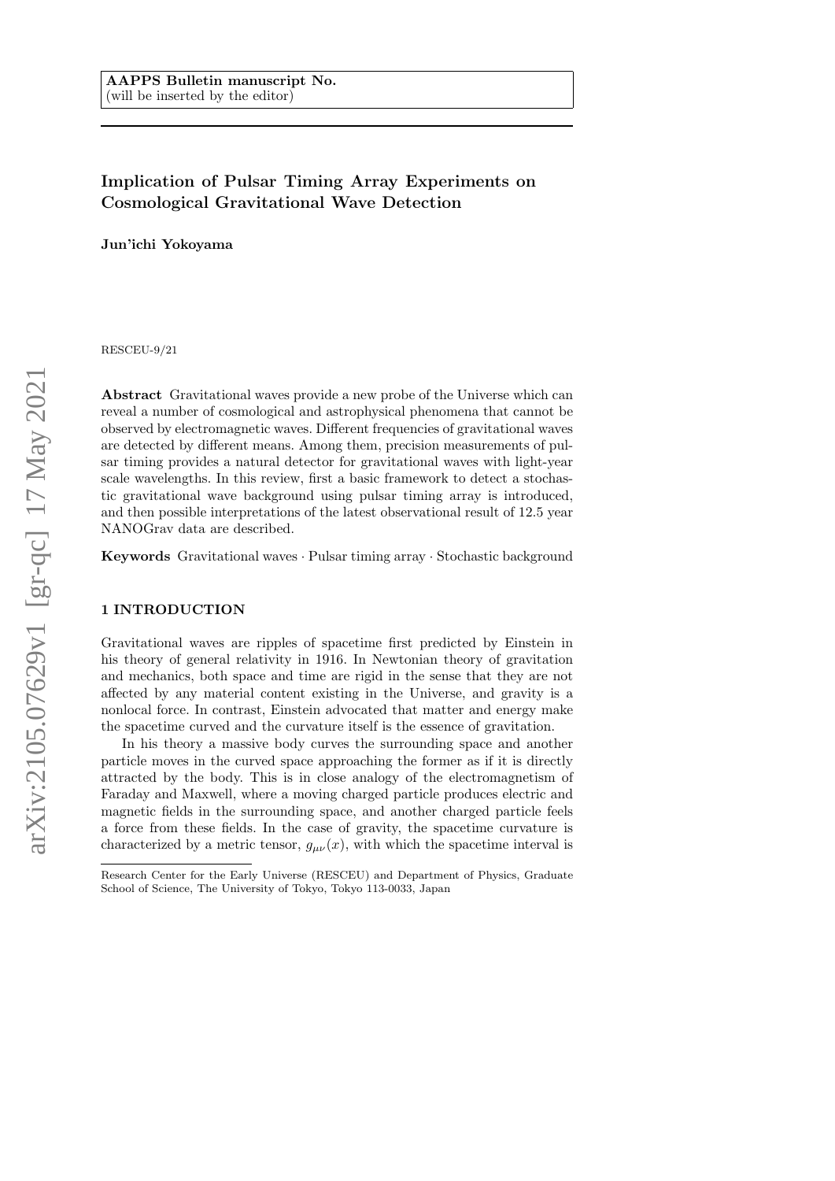**AAPPS Bulletin manuscript No.**
(will be inserted by the editor)

# Implication of Pulsar Timing Array Experiments on Cosmological Gravitational Wave Detection

**Jun'ichi Yokoyama**

RESCEU-9/21

**Abstract** Gravitational waves provide a new probe of the Universe which can reveal a number of cosmological and astrophysical phenomena that cannot be observed by electromagnetic waves. Different frequencies of gravitational waves are detected by different means. Among them, precision measurements of pulsar timing provides a natural detector for gravitational waves with light-year scale wavelengths. In this review, first a basic framework to detect a stochastic gravitational wave background using pulsar timing array is introduced, and then possible interpretations of the latest observational result of 12.5 year NANOGrav data are described.

**Keywords** Gravitational waves · Pulsar timing array · Stochastic background

## 1 INTRODUCTION

Gravitational waves are ripples of spacetime first predicted by Einstein in his theory of general relativity in 1916. In Newtonian theory of gravitation and mechanics, both space and time are rigid in the sense that they are not affected by any material content existing in the Universe, and gravity is a nonlocal force. In contrast, Einstein advocated that matter and energy make the spacetime curved and the curvature itself is the essence of gravitation.

In his theory a massive body curves the surrounding space and another particle moves in the curved space approaching the former as if it is directly attracted by the body. This is in close analogy of the electromagnetism of Faraday and Maxwell, where a moving charged particle produces electric and magnetic fields in the surrounding space, and another charged particle feels a force from these fields. In the case of gravity, the spacetime curvature is characterized by a metric tensor, $g_{\mu\nu}(x)$, with which the spacetime interval is

Research Center for the Early Universe (RESCEU) and Department of Physics, Graduate School of Science, The University of Tokyo, Tokyo 113-0033, Japan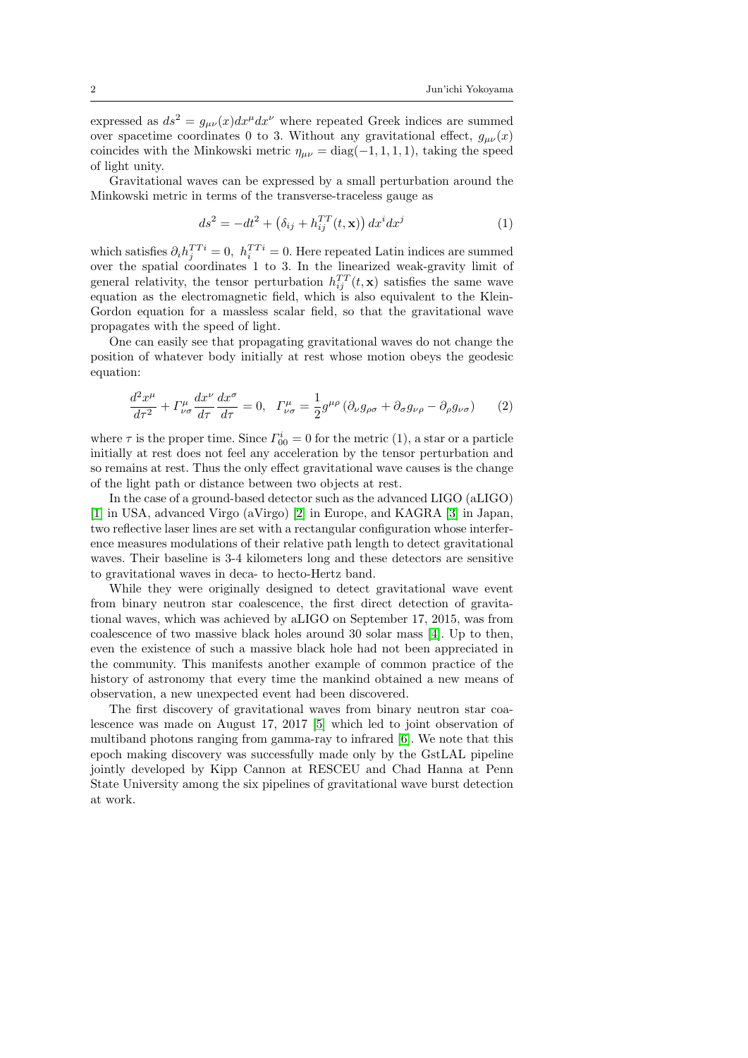expressed as $ds^2 = g_{\mu\nu}(x)dx^\mu dx^\nu$ where repeated Greek indices are summed over spacetime coordinates 0 to 3. Without any gravitational effect, $g_{\mu\nu}(x)$ coincides with the Minkowski metric $\eta_{\mu\nu} = \mathrm{diag}(-1, 1, 1, 1)$, taking the speed of light unity.

Gravitational waves can be expressed by a small perturbation around the Minkowski metric in terms of the transverse-traceless gauge as

$$ds^2 = -dt^2 + \left(\delta_{ij} + h_{ij}^{TT}(t, \mathbf{x})\right) dx^i dx^j \tag{1}$$

which satisfies $\partial_i h_j^{TTi} = 0,\ h_i^{TTi} = 0$. Here repeated Latin indices are summed over the spatial coordinates 1 to 3. In the linearized weak-gravity limit of general relativity, the tensor perturbation $h_{ij}^{TT}(t, \mathbf{x})$ satisfies the same wave equation as the electromagnetic field, which is also equivalent to the Klein-Gordon equation for a massless scalar field, so that the gravitational wave propagates with the speed of light.

One can easily see that propagating gravitational waves do not change the position of whatever body initially at rest whose motion obeys the geodesic equation:

$$\frac{d^2x^\mu}{d\tau^2} + \Gamma^\mu_{\nu\sigma}\frac{dx^\nu}{d\tau}\frac{dx^\sigma}{d\tau} = 0, \quad \Gamma^\mu_{\nu\sigma} = \frac{1}{2}g^{\mu\rho}\left(\partial_\nu g_{\rho\sigma} + \partial_\sigma g_{\nu\rho} - \partial_\rho g_{\nu\sigma}\right) \tag{2}$$

where $\tau$ is the proper time. Since $\Gamma^i_{00} = 0$ for the metric (1), a star or a particle initially at rest does not feel any acceleration by the tensor perturbation and so remains at rest. Thus the only effect gravitational wave causes is the change of the light path or distance between two objects at rest.

In the case of a ground-based detector such as the advanced LIGO (aLIGO) [1] in USA, advanced Virgo (aVirgo) [2] in Europe, and KAGRA [3] in Japan, two reflective laser lines are set with a rectangular configuration whose interference measures modulations of their relative path length to detect gravitational waves. Their baseline is 3-4 kilometers long and these detectors are sensitive to gravitational waves in deca- to hecto-Hertz band.

While they were originally designed to detect gravitational wave event from binary neutron star coalescence, the first direct detection of gravitational waves, which was achieved by aLIGO on September 17, 2015, was from coalescence of two massive black holes around 30 solar mass [4]. Up to then, even the existence of such a massive black hole had not been appreciated in the community. This manifests another example of common practice of the history of astronomy that every time the mankind obtained a new means of observation, a new unexpected event had been discovered.

The first discovery of gravitational waves from binary neutron star coalescence was made on August 17, 2017 [5] which led to joint observation of multiband photons ranging from gamma-ray to infrared [6]. We note that this epoch making discovery was successfully made only by the GstLAL pipeline jointly developed by Kipp Cannon at RESCEU and Chad Hanna at Penn State University among the six pipelines of gravitational wave burst detection at work.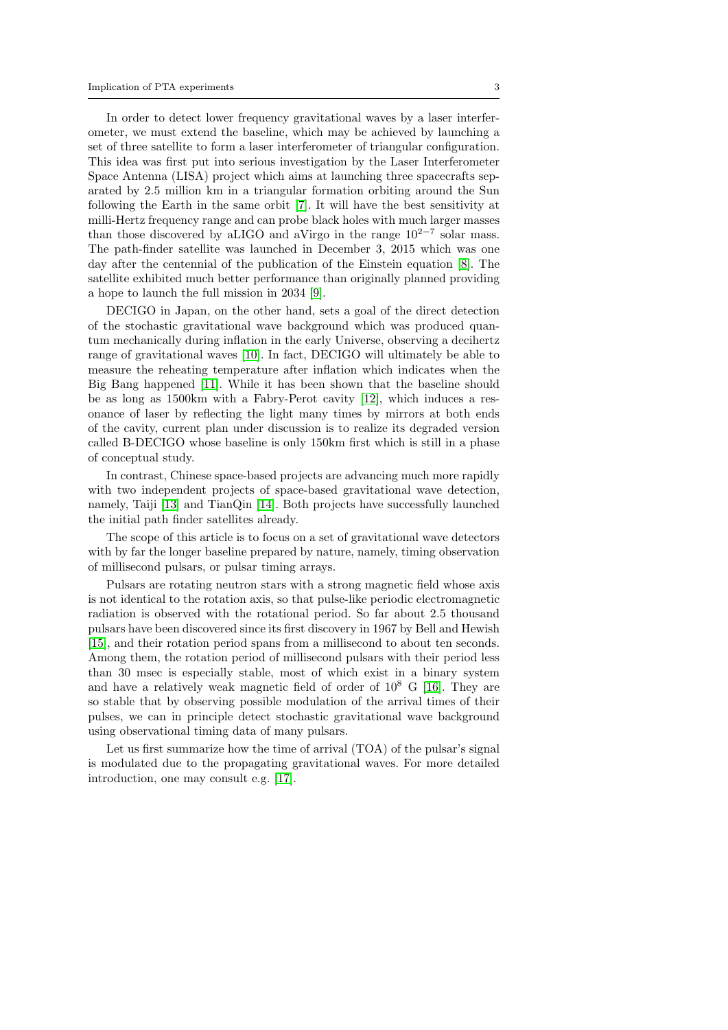In order to detect lower frequency gravitational waves by a laser interferometer, we must extend the baseline, which may be achieved by launching a set of three satellite to form a laser interferometer of triangular configuration. This idea was first put into serious investigation by the Laser Interferometer Space Antenna (LISA) project which aims at launching three spacecrafts separated by 2.5 million km in a triangular formation orbiting around the Sun following the Earth in the same orbit [7]. It will have the best sensitivity at milli-Hertz frequency range and can probe black holes with much larger masses than those discovered by aLIGO and aVirgo in the range $10^{2-7}$ solar mass. The path-finder satellite was launched in December 3, 2015 which was one day after the centennial of the publication of the Einstein equation [8]. The satellite exhibited much better performance than originally planned providing a hope to launch the full mission in 2034 [9].

DECIGO in Japan, on the other hand, sets a goal of the direct detection of the stochastic gravitational wave background which was produced quantum mechanically during inflation in the early Universe, observing a decihertz range of gravitational waves [10]. In fact, DECIGO will ultimately be able to measure the reheating temperature after inflation which indicates when the Big Bang happened [11]. While it has been shown that the baseline should be as long as 1500km with a Fabry-Perot cavity [12], which induces a resonance of laser by reflecting the light many times by mirrors at both ends of the cavity, current plan under discussion is to realize its degraded version called B-DECIGO whose baseline is only 150km first which is still in a phase of conceptual study.

In contrast, Chinese space-based projects are advancing much more rapidly with two independent projects of space-based gravitational wave detection, namely, Taiji [13] and TianQin [14]. Both projects have successfully launched the initial path finder satellites already.

The scope of this article is to focus on a set of gravitational wave detectors with by far the longer baseline prepared by nature, namely, timing observation of millisecond pulsars, or pulsar timing arrays.

Pulsars are rotating neutron stars with a strong magnetic field whose axis is not identical to the rotation axis, so that pulse-like periodic electromagnetic radiation is observed with the rotational period. So far about 2.5 thousand pulsars have been discovered since its first discovery in 1967 by Bell and Hewish [15], and their rotation period spans from a millisecond to about ten seconds. Among them, the rotation period of millisecond pulsars with their period less than 30 msec is especially stable, most of which exist in a binary system and have a relatively weak magnetic field of order of $10^8$ G [16]. They are so stable that by observing possible modulation of the arrival times of their pulses, we can in principle detect stochastic gravitational wave background using observational timing data of many pulsars.

Let us first summarize how the time of arrival (TOA) of the pulsar's signal is modulated due to the propagating gravitational waves. For more detailed introduction, one may consult e.g. [17].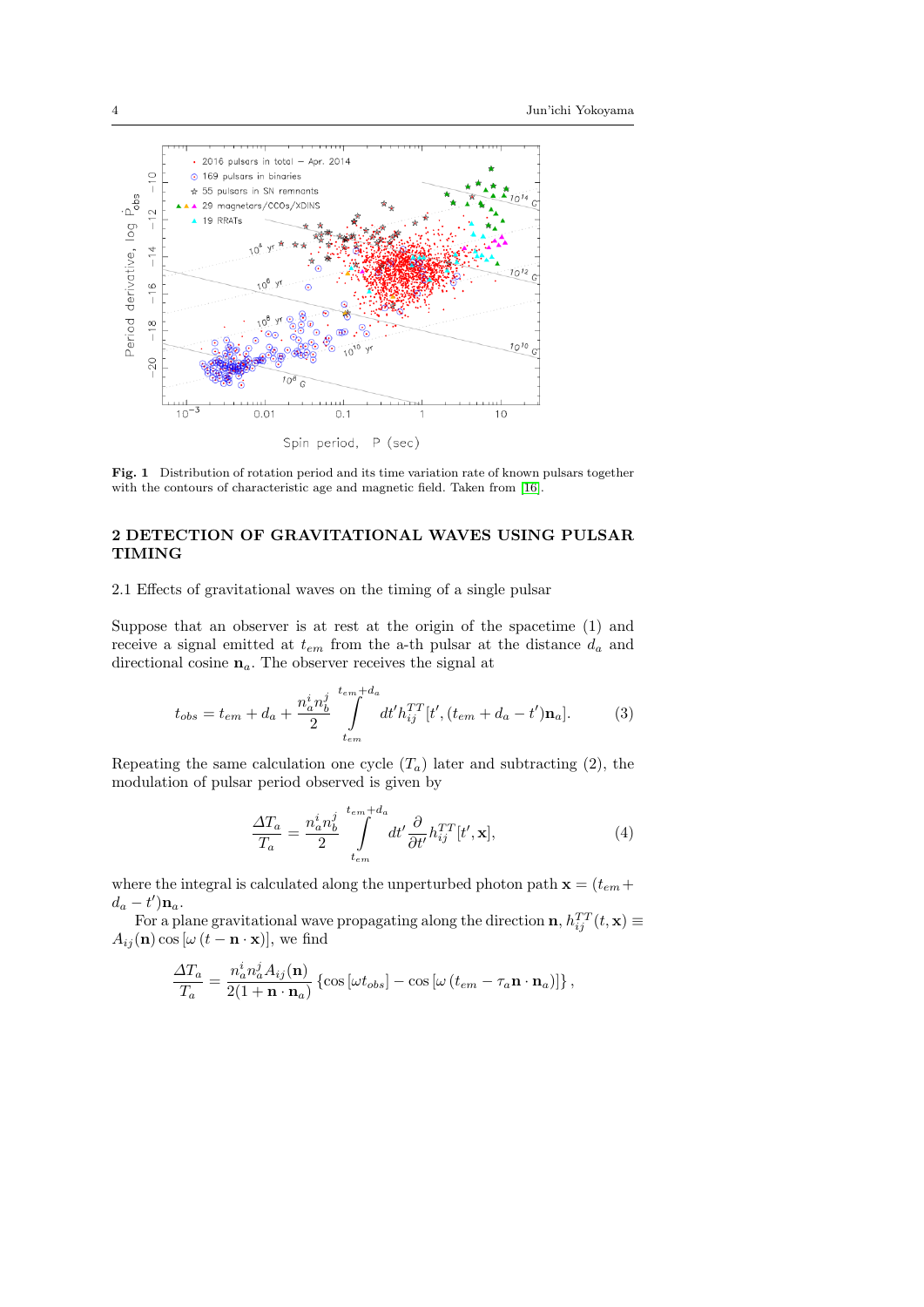**Fig. 1** Distribution of rotation period and its time variation rate of known pulsars together with the contours of characteristic age and magnetic field. Taken from [16].

## 2 DETECTION OF GRAVITATIONAL WAVES USING PULSAR TIMING

### 2.1 Effects of gravitational waves on the timing of a single pulsar

Suppose that an observer is at rest at the origin of the spacetime (1) and receive a signal emitted at $t_{em}$ from the a-th pulsar at the distance $d_a$ and directional cosine $\mathbf{n}_a$. The observer receives the signal at

$$t_{obs} = t_{em} + d_a + \frac{n_a^i n_b^j}{2} \int_{t_{em}}^{t_{em}+d_a} dt' h_{ij}^{TT}[t', (t_{em} + d_a - t')\mathbf{n}_a]. \qquad (3)$$

Repeating the same calculation one cycle ($T_a$) later and subtracting (2), the modulation of pulsar period observed is given by

$$\frac{\Delta T_a}{T_a} = \frac{n_a^i n_b^j}{2} \int_{t_{em}}^{t_{em}+d_a} dt' \frac{\partial}{\partial t'} h_{ij}^{TT}[t', \mathbf{x}], \qquad (4)$$

where the integral is calculated along the unperturbed photon path $\mathbf{x} = (t_{em} + d_a - t')\mathbf{n}_a$.

For a plane gravitational wave propagating along the direction $\mathbf{n}$, $h_{ij}^{TT}(t, \mathbf{x}) \equiv A_{ij}(\mathbf{n}) \cos[\omega(t - \mathbf{n} \cdot \mathbf{x})]$, we find

$$\frac{\Delta T_a}{T_a} = \frac{n_a^i n_a^j A_{ij}(\mathbf{n})}{2(1 + \mathbf{n} \cdot \mathbf{n}_a)} \left\{ \cos[\omega t_{obs}] - \cos[\omega(t_{em} - \tau_a \mathbf{n} \cdot \mathbf{n}_a)] \right\},$$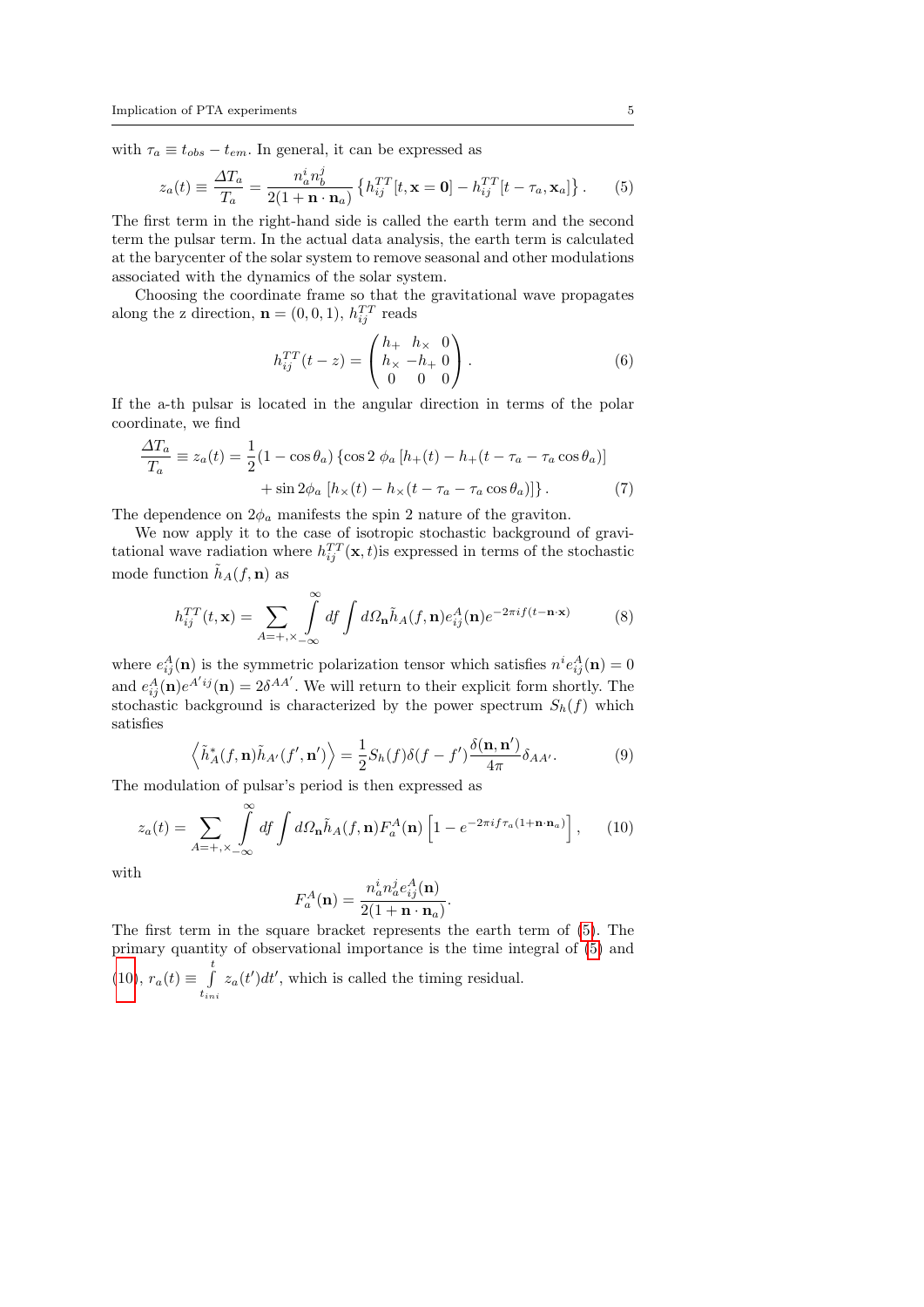with $\tau_a \equiv t_{obs} - t_{em}$. In general, it can be expressed as

$$z_a(t) \equiv \frac{\Delta T_a}{T_a} = \frac{n_a^i n_b^j}{2(1+\mathbf{n}\cdot\mathbf{n}_a)} \left\{ h_{ij}^{TT}[t, \mathbf{x}=\mathbf{0}] - h_{ij}^{TT}[t-\tau_a, \mathbf{x}_a] \right\}. \quad (5)$$

The first term in the right-hand side is called the earth term and the second term the pulsar term. In the actual data analysis, the earth term is calculated at the barycenter of the solar system to remove seasonal and other modulations associated with the dynamics of the solar system.

Choosing the coordinate frame so that the gravitational wave propagates along the z direction, $\mathbf{n} = (0,0,1)$, $h_{ij}^{TT}$ reads

$$h_{ij}^{TT}(t-z) = \begin{pmatrix} h_+ & h_\times & 0 \\ h_\times & -h_+ & 0 \\ 0 & 0 & 0 \end{pmatrix}. \quad (6)$$

If the a-th pulsar is located in the angular direction in terms of the polar coordinate, we find

$$\frac{\Delta T_a}{T_a} \equiv z_a(t) = \frac{1}{2}(1-\cos\theta_a)\left\{\cos 2\,\phi_a\,[h_+(t) - h_+(t-\tau_a-\tau_a\cos\theta_a)] \right.$$
$$\left. + \sin 2\phi_a\,[h_\times(t) - h_\times(t-\tau_a-\tau_a\cos\theta_a)]\right\}. \quad (7)$$

The dependence on $2\phi_a$ manifests the spin 2 nature of the graviton.

We now apply it to the case of isotropic stochastic background of gravitational wave radiation where $h_{ij}^{TT}(\mathbf{x},t)$is expressed in terms of the stochastic mode function $\tilde{h}_A(f,\mathbf{n})$ as

$$h_{ij}^{TT}(t,\mathbf{x}) = \sum_{A=+,\times} \int_{-\infty}^{\infty} df \int d\Omega_{\mathbf{n}} \tilde{h}_A(f,\mathbf{n}) e_{ij}^A(\mathbf{n}) e^{-2\pi i f(t-\mathbf{n}\cdot\mathbf{x})} \quad (8)$$

where $e_{ij}^A(\mathbf{n})$ is the symmetric polarization tensor which satisfies $n^i e_{ij}^A(\mathbf{n}) = 0$ and $e_{ij}^A(\mathbf{n}) e^{A' ij}(\mathbf{n}) = 2\delta^{AA'}$. We will return to their explicit form shortly. The stochastic background is characterized by the power spectrum $S_h(f)$ which satisfies

$$\left\langle \tilde{h}_A^*(f,\mathbf{n}) \tilde{h}_{A'}(f',\mathbf{n}') \right\rangle = \frac{1}{2} S_h(f) \delta(f-f') \frac{\delta(\mathbf{n},\mathbf{n}')}{4\pi} \delta_{AA'}. \quad (9)$$

The modulation of pulsar's period is then expressed as

$$z_a(t) = \sum_{A=+,\times} \int_{-\infty}^{\infty} df \int d\Omega_{\mathbf{n}} \tilde{h}_A(f,\mathbf{n}) F_a^A(\mathbf{n}) \left[1 - e^{-2\pi i f \tau_a(1+\mathbf{n}\cdot\mathbf{n}_a)}\right], \quad (10)$$

with

$$F_a^A(\mathbf{n}) = \frac{n_a^i n_a^j e_{ij}^A(\mathbf{n})}{2(1+\mathbf{n}\cdot\mathbf{n}_a)}.$$

The first term in the square bracket represents the earth term of (5). The primary quantity of observational importance is the time integral of (5) and (10), $r_a(t) \equiv \int_{t_{ini}}^{t} z_a(t')dt'$, which is called the timing residual.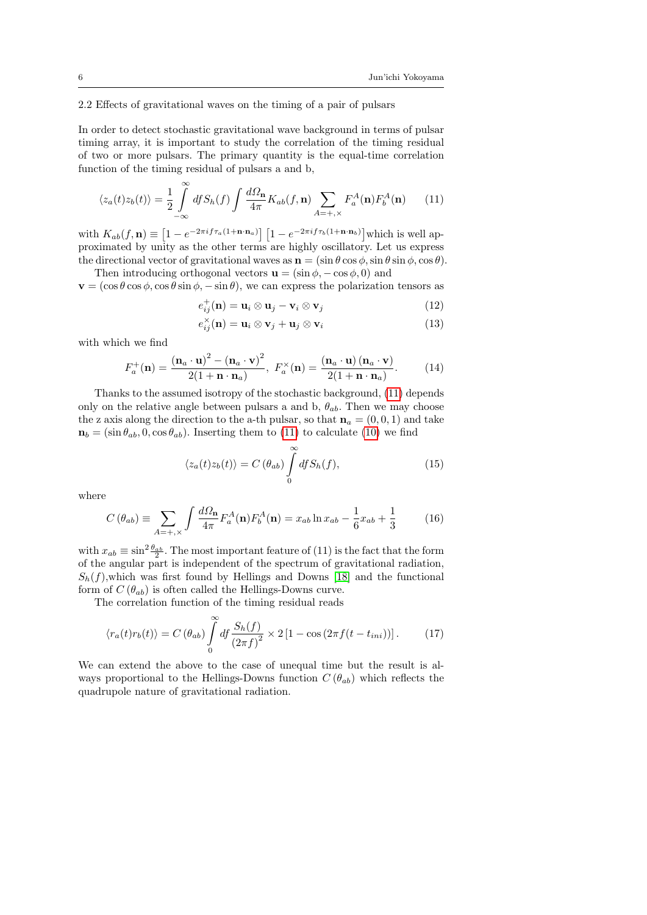### 2.2 Effects of gravitational waves on the timing of a pair of pulsars

In order to detect stochastic gravitational wave background in terms of pulsar timing array, it is important to study the correlation of the timing residual of two or more pulsars. The primary quantity is the equal-time correlation function of the timing residual of pulsars a and b,

$$\langle z_a(t) z_b(t) \rangle = \frac{1}{2} \int_{-\infty}^{\infty} df S_h(f) \int \frac{d\Omega_{\mathbf{n}}}{4\pi} K_{ab}(f, \mathbf{n}) \sum_{A=+,\times} F_a^A(\mathbf{n}) F_b^A(\mathbf{n}) \tag{11}$$

with $K_{ab}(f, \mathbf{n}) \equiv \left[1 - e^{-2\pi i f \tau_a (1+\mathbf{n}\cdot\mathbf{n}_a)}\right] \left[1 - e^{-2\pi i f \tau_b (1+\mathbf{n}\cdot\mathbf{n}_b)}\right]$ which is well approximated by unity as the other terms are highly oscillatory. Let us express the directional vector of gravitational waves as $\mathbf{n} = (\sin\theta\cos\phi, \sin\theta\sin\phi, \cos\theta)$.

Then introducing orthogonal vectors $\mathbf{u} = (\sin\phi, -\cos\phi, 0)$ and $\mathbf{v} = (\cos\theta\cos\phi, \cos\theta\sin\phi, -\sin\theta)$, we can express the polarization tensors as

$$e_{ij}^{+}(\mathbf{n}) = \mathbf{u}_i \otimes \mathbf{u}_j - \mathbf{v}_i \otimes \mathbf{v}_j \tag{12}$$

$$e_{ij}^{\times}(\mathbf{n}) = \mathbf{u}_i \otimes \mathbf{v}_j + \mathbf{u}_j \otimes \mathbf{v}_i \tag{13}$$

with which we find

$$F_a^{+}(\mathbf{n}) = \frac{(\mathbf{n}_a \cdot \mathbf{u})^2 - (\mathbf{n}_a \cdot \mathbf{v})^2}{2(1 + \mathbf{n}\cdot\mathbf{n}_a)}, \;\; F_a^{\times}(\mathbf{n}) = \frac{(\mathbf{n}_a \cdot \mathbf{u})(\mathbf{n}_a \cdot \mathbf{v})}{2(1 + \mathbf{n}\cdot\mathbf{n}_a)}. \tag{14}$$

Thanks to the assumed isotropy of the stochastic background, (11) depends only on the relative angle between pulsars a and b, $\theta_{ab}$. Then we may choose the z axis along the direction to the a-th pulsar, so that $\mathbf{n}_a = (0, 0, 1)$ and take $\mathbf{n}_b = (\sin\theta_{ab}, 0, \cos\theta_{ab})$. Inserting them to (11) to calculate (10) we find

$$\langle z_a(t) z_b(t) \rangle = C(\theta_{ab}) \int_0^{\infty} df S_h(f), \tag{15}$$

where

$$C(\theta_{ab}) \equiv \sum_{A=+,\times} \int \frac{d\Omega_{\mathbf{n}}}{4\pi} F_a^A(\mathbf{n}) F_b^A(\mathbf{n}) = x_{ab} \ln x_{ab} - \frac{1}{6} x_{ab} + \frac{1}{3} \tag{16}$$

with $x_{ab} \equiv \sin^2 \frac{\theta_{ab}}{2}$. The most important feature of (11) is the fact that the form of the angular part is independent of the spectrum of gravitational radiation, $S_h(f)$, which was first found by Hellings and Downs [18] and the functional form of $C(\theta_{ab})$ is often called the Hellings-Downs curve.

The correlation function of the timing residual reads

$$\langle r_a(t) r_b(t) \rangle = C(\theta_{ab}) \int_0^{\infty} df \frac{S_h(f)}{(2\pi f)^2} \times 2\left[1 - \cos\left(2\pi f (t - t_{ini})\right)\right]. \tag{17}$$

We can extend the above to the case of unequal time but the result is always proportional to the Hellings-Downs function $C(\theta_{ab})$ which reflects the quadrupole nature of gravitational radiation.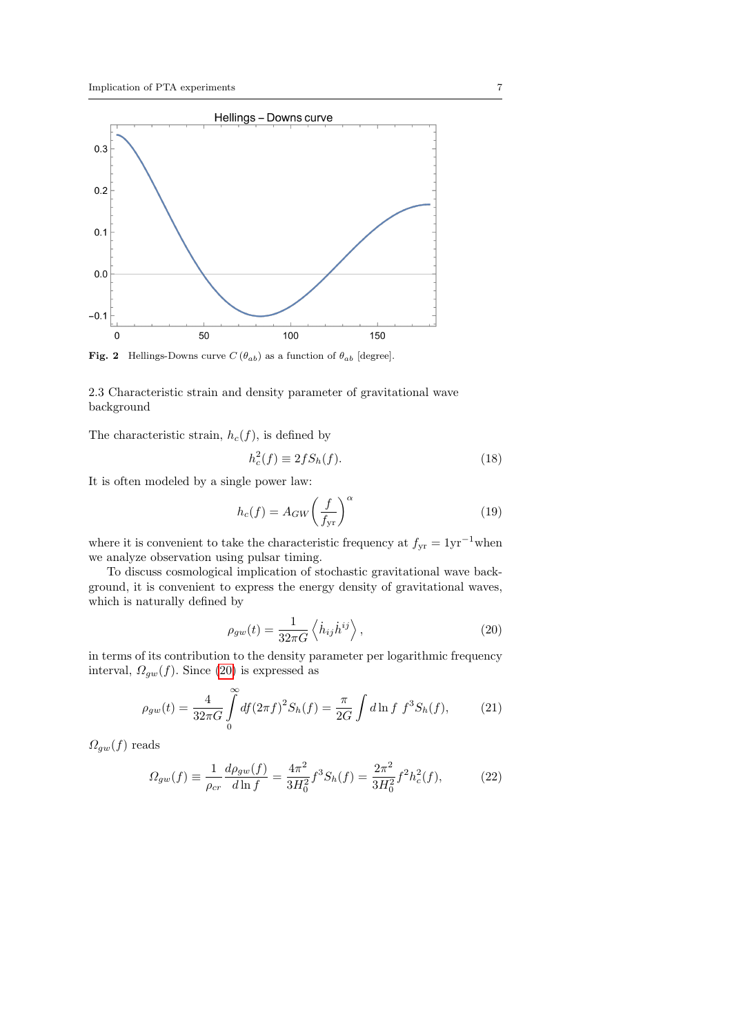Fig. 2 Hellings-Downs curve $C(\theta_{ab})$ as a function of $\theta_{ab}$ [degree].

### 2.3 Characteristic strain and density parameter of gravitational wave background

The characteristic strain, $h_c(f)$, is defined by

$$h_c^2(f) \equiv 2fS_h(f). \tag{18}$$

It is often modeled by a single power law:

$$h_c(f) = A_{GW}\left(\frac{f}{f_{\rm yr}}\right)^{\alpha} \tag{19}$$

where it is convenient to take the characteristic frequency at $f_{\rm yr} = 1{\rm yr}^{-1}$when we analyze observation using pulsar timing.

To discuss cosmological implication of stochastic gravitational wave background, it is convenient to express the energy density of gravitational waves, which is naturally defined by

$$\rho_{gw}(t) = \frac{1}{32\pi G}\left\langle \dot{h}_{ij}\dot{h}^{ij}\right\rangle, \tag{20}$$

in terms of its contribution to the density parameter per logarithmic frequency interval, $\Omega_{gw}(f)$. Since (20) is expressed as

$$\rho_{gw}(t) = \frac{4}{32\pi G}\int_0^\infty df (2\pi f)^2 S_h(f) = \frac{\pi}{2G}\int d\ln f\ f^3 S_h(f), \tag{21}$$

$\Omega_{gw}(f)$ reads

$$\Omega_{gw}(f) \equiv \frac{1}{\rho_{cr}}\frac{d\rho_{gw}(f)}{d\ln f} = \frac{4\pi^2}{3H_0^2}f^3 S_h(f) = \frac{2\pi^2}{3H_0^2}f^2 h_c^2(f), \tag{22}$$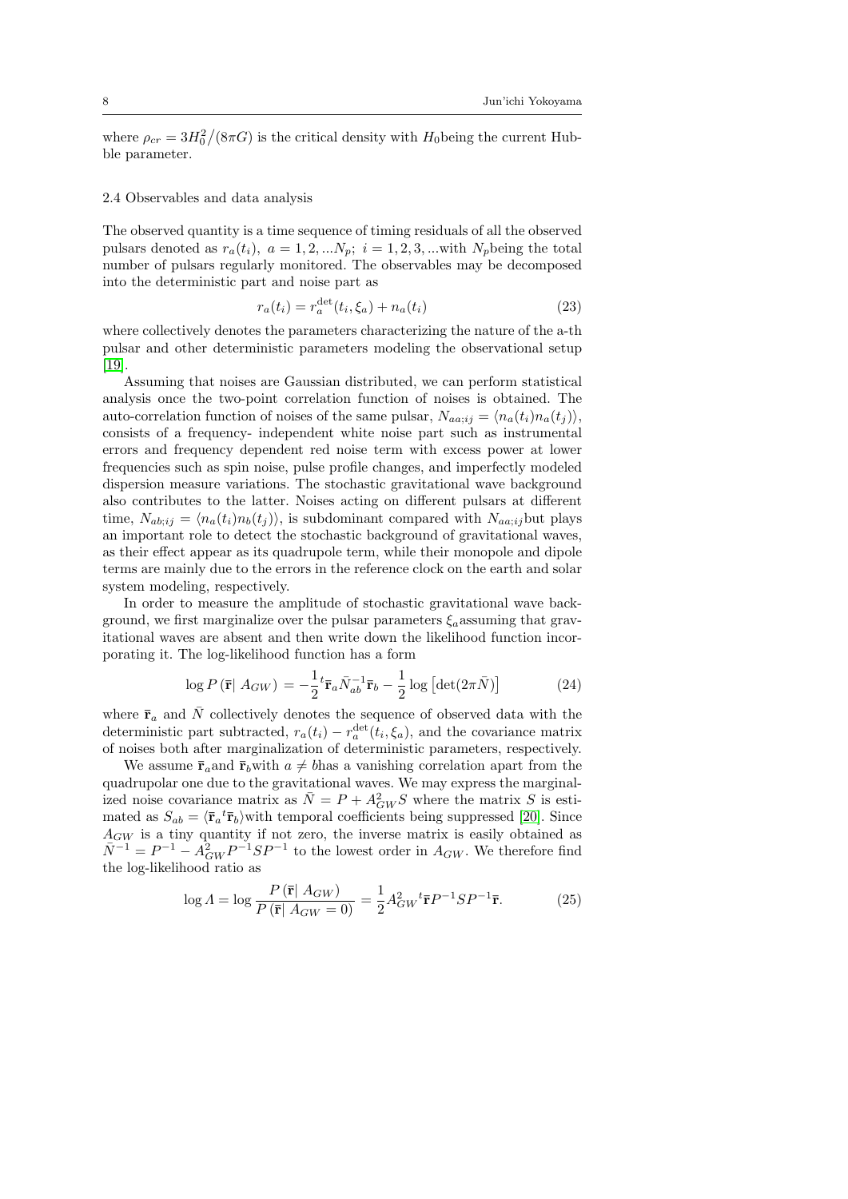where $\rho_{cr} = 3H_0^2/(8\pi G)$ is the critical density with $H_0$being the current Hubble parameter.

### 2.4 Observables and data analysis

The observed quantity is a time sequence of timing residuals of all the observed pulsars denoted as $r_a(t_i),\ a = 1, 2, ...N_p;\ i = 1, 2, 3, ...$with $N_p$being the total number of pulsars regularly monitored. The observables may be decomposed into the deterministic part and noise part as

$$r_a(t_i) = r_a^{\rm det}(t_i, \xi_a) + n_a(t_i) \tag{23}$$

where collectively denotes the parameters characterizing the nature of the a-th pulsar and other deterministic parameters modeling the observational setup [19].

Assuming that noises are Gaussian distributed, we can perform statistical analysis once the two-point correlation function of noises is obtained. The auto-correlation function of noises of the same pulsar, $N_{aa;ij} = \langle n_a(t_i)n_a(t_j)\rangle$, consists of a frequency- independent white noise part such as instrumental errors and frequency dependent red noise term with excess power at lower frequencies such as spin noise, pulse profile changes, and imperfectly modeled dispersion measure variations. The stochastic gravitational wave background also contributes to the latter. Noises acting on different pulsars at different time, $N_{ab;ij} = \langle n_a(t_i)n_b(t_j)\rangle$, is subdominant compared with $N_{aa;ij}$but plays an important role to detect the stochastic background of gravitational waves, as their effect appear as its quadrupole term, while their monopole and dipole terms are mainly due to the errors in the reference clock on the earth and solar system modeling, respectively.

In order to measure the amplitude of stochastic gravitational wave background, we first marginalize over the pulsar parameters $\xi_a$assuming that gravitational waves are absent and then write down the likelihood function incorporating it. The log-likelihood function has a form

$$\log P\left(\bar{\mathbf{r}}|\ A_{GW}\right) = -\frac{1}{2}{}^t\bar{\mathbf{r}}_a\bar{N}_{ab}^{-1}\bar{\mathbf{r}}_b - \frac{1}{2}\log\left[\det(2\pi\bar{N})\right] \tag{24}$$

where $\bar{\mathbf{r}}_a$ and $\bar{N}$ collectively denotes the sequence of observed data with the deterministic part subtracted, $r_a(t_i) - r_a^{\rm det}(t_i, \xi_a)$, and the covariance matrix of noises both after marginalization of deterministic parameters, respectively.

We assume $\bar{\mathbf{r}}_a$and $\bar{\mathbf{r}}_b$with $a \neq b$has a vanishing correlation apart from the quadrupolar one due to the gravitational waves. We may express the marginalized noise covariance matrix as $\bar{N} = P + A_{GW}^2 S$ where the matrix $S$ is estimated as $S_{ab} = \langle\bar{\mathbf{r}}_a{}^t\bar{\mathbf{r}}_b\rangle$with temporal coefficients being suppressed [20]. Since $A_{GW}$ is a tiny quantity if not zero, the inverse matrix is easily obtained as $\bar{N}^{-1} = P^{-1} - A_{GW}^2 P^{-1}SP^{-1}$ to the lowest order in $A_{GW}$. We therefore find the log-likelihood ratio as

$$\log \Lambda = \log\frac{P\left(\bar{\mathbf{r}}|\ A_{GW}\right)}{P\left(\bar{\mathbf{r}}|\ A_{GW}=0\right)} = \frac{1}{2}A_{GW}^2\,{}^t\bar{\mathbf{r}}P^{-1}SP^{-1}\bar{\mathbf{r}}. \tag{25}$$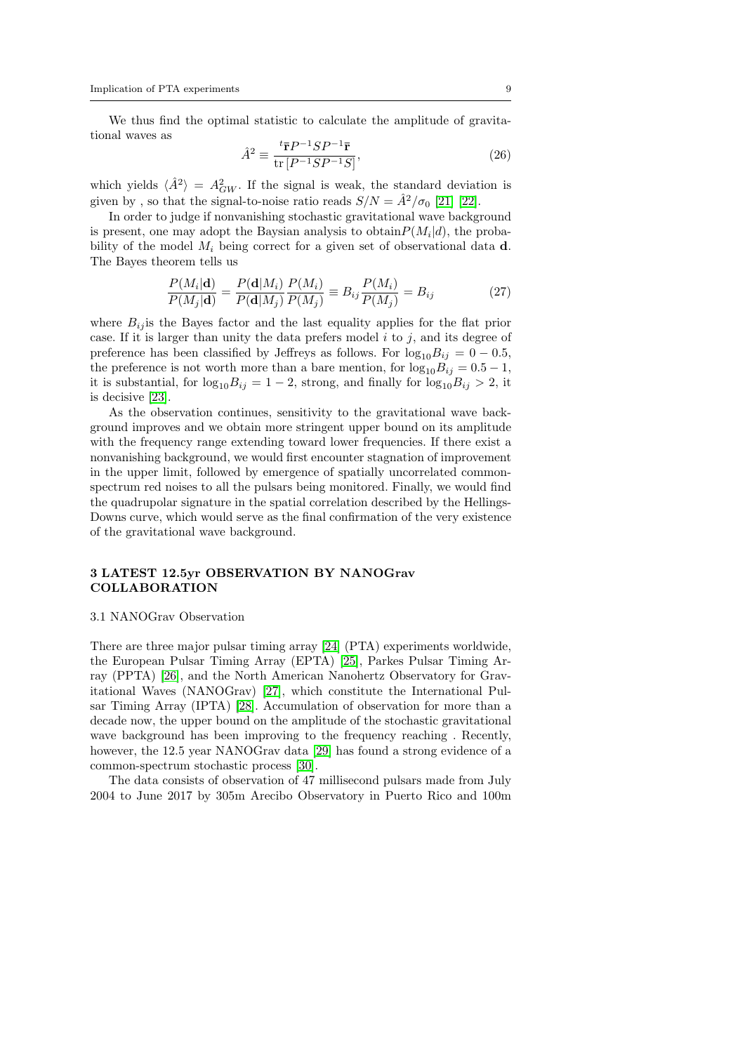We thus find the optimal statistic to calculate the amplitude of gravitational waves as

$$\hat{A}^2 \equiv \frac{{}^t\bar{\mathbf{r}}P^{-1}SP^{-1}\bar{\mathbf{r}}}{\mathrm{tr}\left[P^{-1}SP^{-1}S\right]}, \tag{26}$$

which yields $\langle \hat{A}^2 \rangle = A_{GW}^2$. If the signal is weak, the standard deviation is given by , so that the signal-to-noise ratio reads $S/N = \hat{A}^2/\sigma_0$ [21] [22].

In order to judge if nonvanishing stochastic gravitational wave background is present, one may adopt the Baysian analysis to obtain$P(M_i|d)$, the probability of the model $M_i$ being correct for a given set of observational data $\mathbf{d}$. The Bayes theorem tells us

$$\frac{P(M_i|\mathbf{d})}{P(M_j|\mathbf{d})} = \frac{P(\mathbf{d}|M_i)}{P(\mathbf{d}|M_j)}\frac{P(M_i)}{P(M_j)} \equiv B_{ij}\frac{P(M_i)}{P(M_j)} = B_{ij} \tag{27}$$

where $B_{ij}$is the Bayes factor and the last equality applies for the flat prior case. If it is larger than unity the data prefers model $i$ to $j$, and its degree of preference has been classified by Jeffreys as follows. For $\log_{10}B_{ij} = 0 - 0.5$, the preference is not worth more than a bare mention, for $\log_{10}B_{ij} = 0.5 - 1$, it is substantial, for $\log_{10}B_{ij} = 1 - 2$, strong, and finally for $\log_{10}B_{ij} > 2$, it is decisive [23].

As the observation continues, sensitivity to the gravitational wave background improves and we obtain more stringent upper bound on its amplitude with the frequency range extending toward lower frequencies. If there exist a nonvanishing background, we would first encounter stagnation of improvement in the upper limit, followed by emergence of spatially uncorrelated common-spectrum red noises to all the pulsars being monitored. Finally, we would find the quadrupolar signature in the spatial correlation described by the Hellings-Downs curve, which would serve as the final confirmation of the very existence of the gravitational wave background.

## 3 LATEST 12.5yr OBSERVATION BY NANOGrav COLLABORATION

### 3.1 NANOGrav Observation

There are three major pulsar timing array [24] (PTA) experiments worldwide, the European Pulsar Timing Array (EPTA) [25], Parkes Pulsar Timing Array (PPTA) [26], and the North American Nanohertz Observatory for Gravitational Waves (NANOGrav) [27], which constitute the International Pulsar Timing Array (IPTA) [28]. Accumulation of observation for more than a decade now, the upper bound on the amplitude of the stochastic gravitational wave background has been improving to the frequency reaching . Recently, however, the 12.5 year NANOGrav data [29] has found a strong evidence of a common-spectrum stochastic process [30].

The data consists of observation of 47 millisecond pulsars made from July 2004 to June 2017 by 305m Arecibo Observatory in Puerto Rico and 100m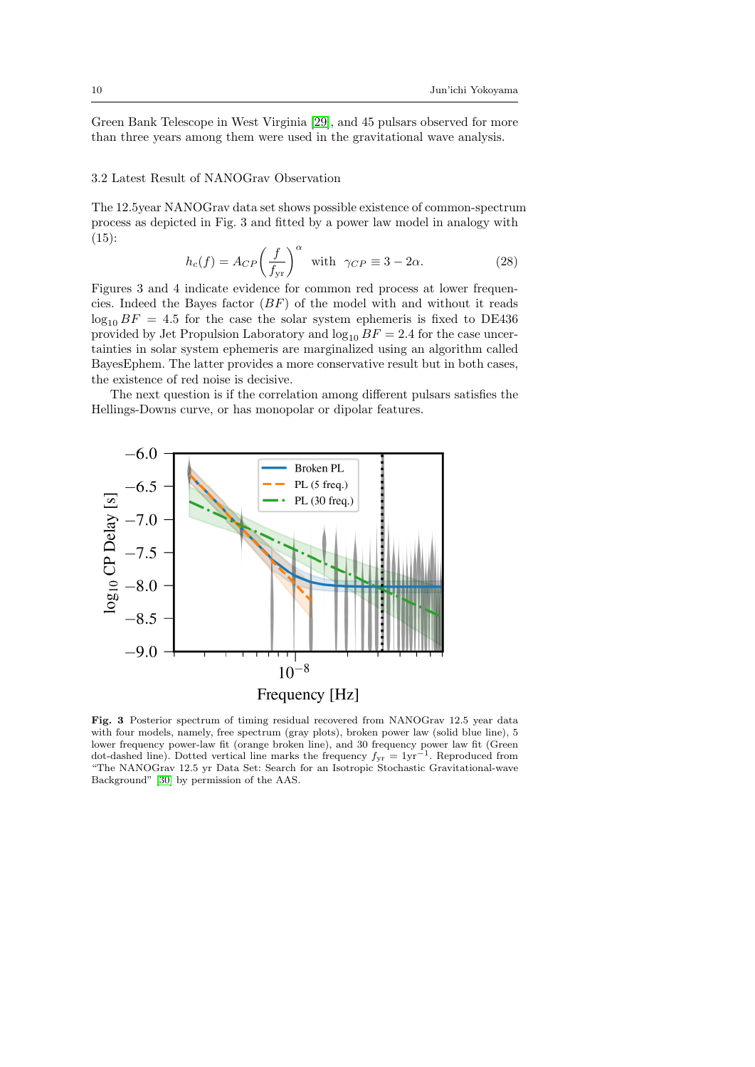Green Bank Telescope in West Virginia [29], and 45 pulsars observed for more than three years among them were used in the gravitational wave analysis.

### 3.2 Latest Result of NANOGrav Observation

The 12.5year NANOGrav data set shows possible existence of common-spectrum process as depicted in Fig. 3 and fitted by a power law model in analogy with (15):

$$h_c(f) = A_{CP}\left(\frac{f}{f_{\rm yr}}\right)^{\alpha} \quad \text{with} \quad \gamma_{CP} \equiv 3 - 2\alpha. \tag{28}$$

Figures 3 and 4 indicate evidence for common red process at lower frequencies. Indeed the Bayes factor ($BF$) of the model with and without it reads $\log_{10} BF = 4.5$ for the case the solar system ephemeris is fixed to DE436 provided by Jet Propulsion Laboratory and $\log_{10} BF = 2.4$ for the case uncertainties in solar system ephemeris are marginalized using an algorithm called BayesEphem. The latter provides a more conservative result but in both cases, the existence of red noise is decisive.

The next question is if the correlation among different pulsars satisfies the Hellings-Downs curve, or has monopolar or dipolar features.

**Fig. 3** Posterior spectrum of timing residual recovered from NANOGrav 12.5 year data with four models, namely, free spectrum (gray plots), broken power law (solid blue line), 5 lower frequency power-law fit (orange broken line), and 30 frequency power law fit (Green dot-dashed line). Dotted vertical line marks the frequency $f_{\rm yr} = 1{\rm yr}^{-1}$. Reproduced from "The NANOGrav 12.5 yr Data Set: Search for an Isotropic Stochastic Gravitational-wave Background" [30] by permission of the AAS.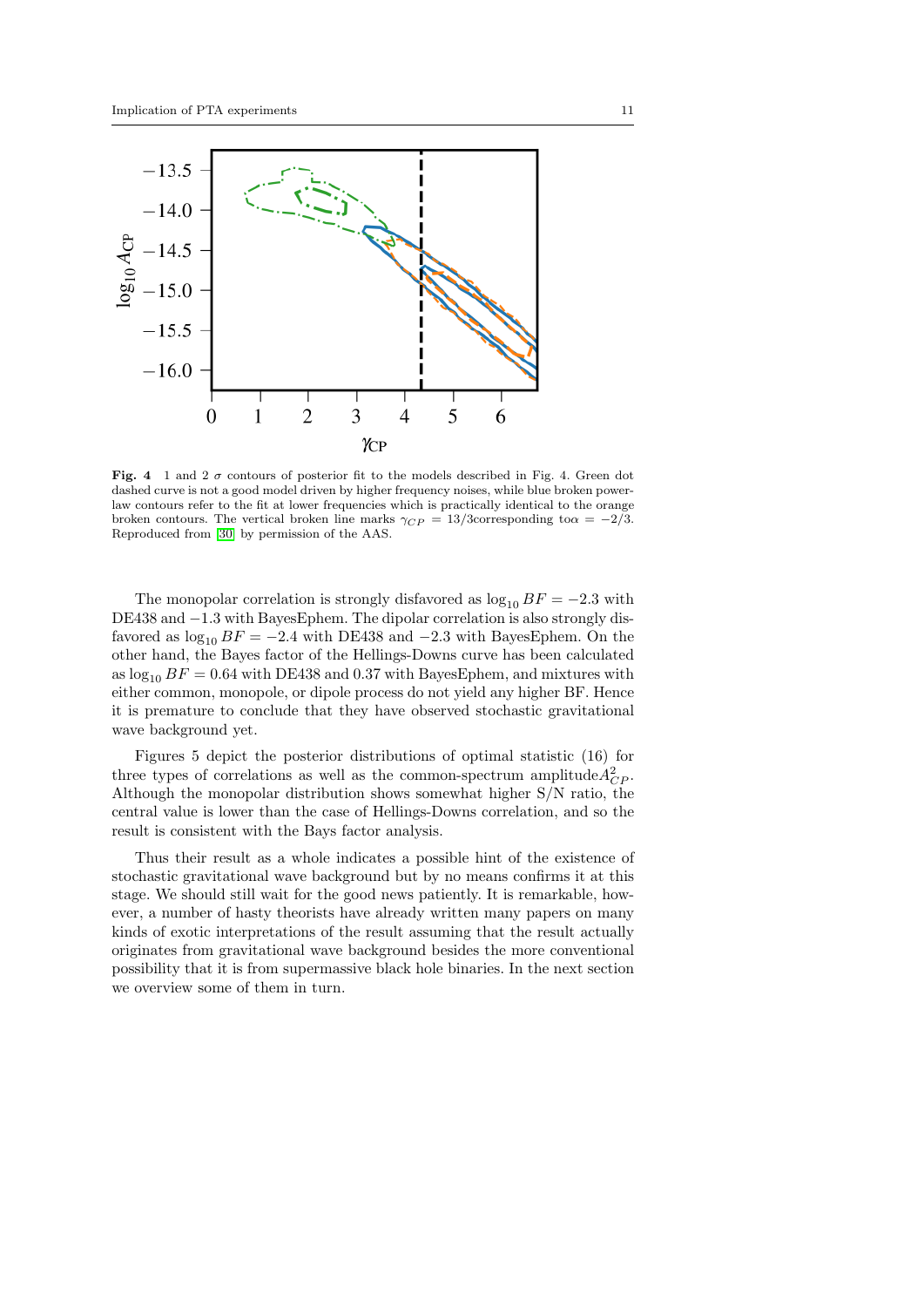**Fig. 4** 1 and 2 $\sigma$ contours of posterior fit to the models described in Fig. 4. Green dot dashed curve is not a good model driven by higher frequency noises, while blue broken power-law contours refer to the fit at lower frequencies which is practically identical to the orange broken contours. The vertical broken line marks $\gamma_{CP} = 13/3$corresponding to$\alpha = -2/3$. Reproduced from [30] by permission of the AAS.

The monopolar correlation is strongly disfavored as $\log_{10} BF = -2.3$ with DE438 and $-1.3$ with BayesEphem. The dipolar correlation is also strongly disfavored as $\log_{10} BF = -2.4$ with DE438 and $-2.3$ with BayesEphem. On the other hand, the Bayes factor of the Hellings-Downs curve has been calculated as $\log_{10} BF = 0.64$ with DE438 and 0.37 with BayesEphem, and mixtures with either common, monopole, or dipole process do not yield any higher BF. Hence it is premature to conclude that they have observed stochastic gravitational wave background yet.

Figures 5 depict the posterior distributions of optimal statistic (16) for three types of correlations as well as the common-spectrum amplitude$A^2_{CP}$. Although the monopolar distribution shows somewhat higher S/N ratio, the central value is lower than the case of Hellings-Downs correlation, and so the result is consistent with the Bays factor analysis.

Thus their result as a whole indicates a possible hint of the existence of stochastic gravitational wave background but by no means confirms it at this stage. We should still wait for the good news patiently. It is remarkable, however, a number of hasty theorists have already written many papers on many kinds of exotic interpretations of the result assuming that the result actually originates from gravitational wave background besides the more conventional possibility that it is from supermassive black hole binaries. In the next section we overview some of them in turn.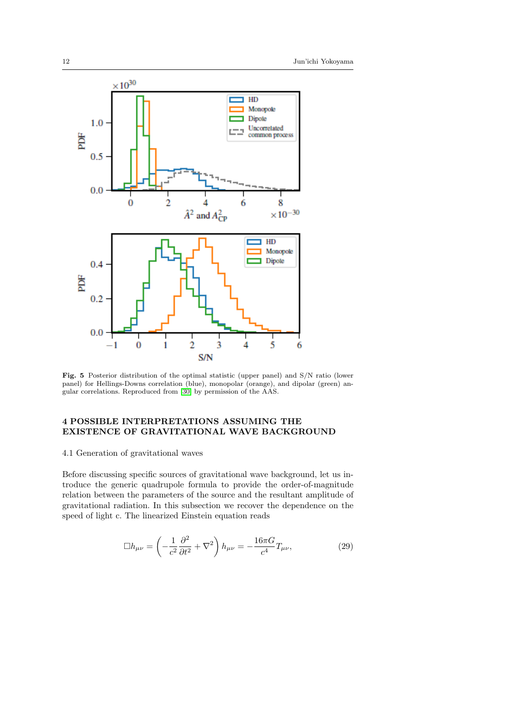Fig. 5 Posterior distribution of the optimal statistic (upper panel) and S/N ratio (lower panel) for Hellings-Downs correlation (blue), monopolar (orange), and dipolar (green) angular correlations. Reproduced from [30] by permission of the AAS.

## 4 POSSIBLE INTERPRETATIONS ASSUMING THE EXISTENCE OF GRAVITATIONAL WAVE BACKGROUND

### 4.1 Generation of gravitational waves

Before discussing specific sources of gravitational wave background, let us introduce the generic quadrupole formula to provide the order-of-magnitude relation between the parameters of the source and the resultant amplitude of gravitational radiation. In this subsection we recover the dependence on the speed of light c. The linearized Einstein equation reads

$$\Box h_{\mu\nu} = \left(-\frac{1}{c^2}\frac{\partial^2}{\partial t^2} + \nabla^2\right) h_{\mu\nu} = -\frac{16\pi G}{c^4} T_{\mu\nu}, \tag{29}$$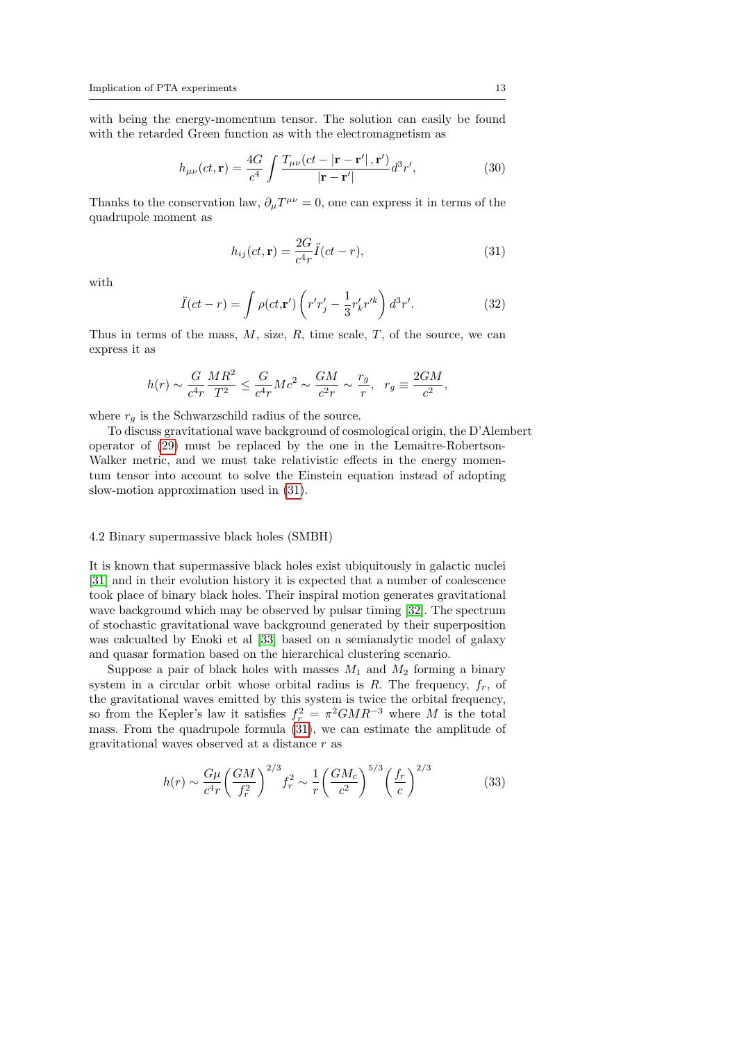with being the energy-momentum tensor. The solution can easily be found with the retarded Green function as with the electromagnetism as

$$h_{\mu\nu}(ct, \mathbf{r}) = \frac{4G}{c^4} \int \frac{T_{\mu\nu}(ct - |\mathbf{r} - \mathbf{r}'|, \mathbf{r}')}{|\mathbf{r} - \mathbf{r}'|} d^3r', \tag{30}$$

Thanks to the conservation law, $\partial_\mu T^{\mu\nu} = 0$, one can express it in terms of the quadrupole moment as

$$h_{ij}(ct, \mathbf{r}) = \frac{2G}{c^4 r} \ddot{I}(ct - r), \tag{31}$$

with

$$\ddot{I}(ct - r) = \int \rho(ct, \mathbf{r}') \left( r' r'_j - \frac{1}{3} r'_k r'^k \right) d^3r'. \tag{32}$$

Thus in terms of the mass, $M$, size, $R$, time scale, $T$, of the source, we can express it as

$$h(r) \sim \frac{G}{c^4 r} \frac{MR^2}{T^2} \leq \frac{G}{c^4 r} Mc^2 \sim \frac{GM}{c^2 r} \sim \frac{r_g}{r}, \quad r_g \equiv \frac{2GM}{c^2},$$

where $r_g$ is the Schwarzschild radius of the source.

To discuss gravitational wave background of cosmological origin, the D'Alembert operator of (29) must be replaced by the one in the Lemaitre-Robertson-Walker metric, and we must take relativistic effects in the energy momentum tensor into account to solve the Einstein equation instead of adopting slow-motion approximation used in (31).

### 4.2 Binary supermassive black holes (SMBH)

It is known that supermassive black holes exist ubiquitously in galactic nuclei [31] and in their evolution history it is expected that a number of coalescence took place of binary black holes. Their inspiral motion generates gravitational wave background which may be observed by pulsar timing [32]. The spectrum of stochastic gravitational wave background generated by their superposition was calcualted by Enoki et al [33] based on a semianalytic model of galaxy and quasar formation based on the hierarchical clustering scenario.

Suppose a pair of black holes with masses $M_1$ and $M_2$ forming a binary system in a circular orbit whose orbital radius is $R$. The frequency, $f_r$, of the gravitational waves emitted by this system is twice the orbital frequency, so from the Kepler's law it satisfies $f_r^2 = \pi^2 GMR^{-3}$ where $M$ is the total mass. From the quadrupole formula (31), we can estimate the amplitude of gravitational waves observed at a distance $r$ as

$$h(r) \sim \frac{G\mu}{c^4 r} \left( \frac{GM}{f_r^2} \right)^{2/3} f_r^2 \sim \frac{1}{r} \left( \frac{GM_c}{c^2} \right)^{5/3} \left( \frac{f_r}{c} \right)^{2/3} \tag{33}$$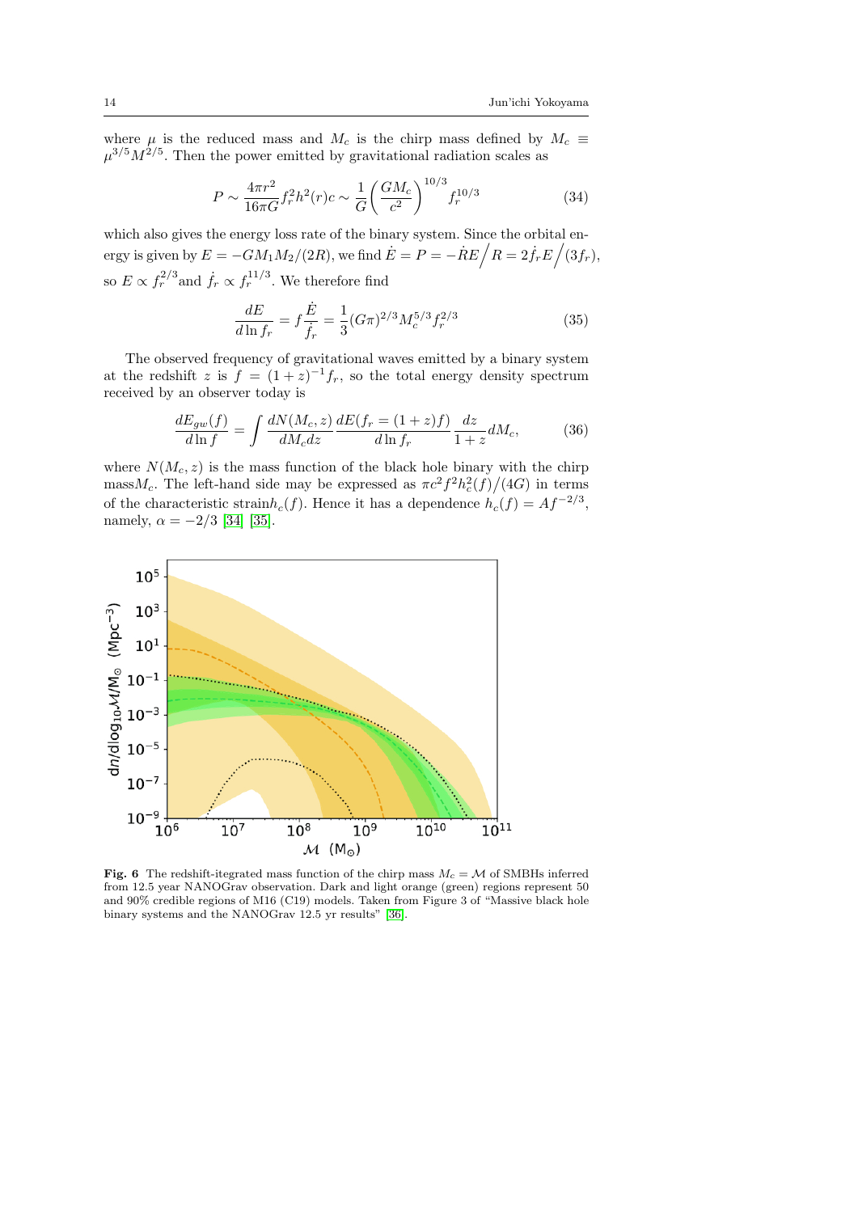where $\mu$ is the reduced mass and $M_c$ is the chirp mass defined by $M_c \equiv \mu^{3/5} M^{2/5}$. Then the power emitted by gravitational radiation scales as

$$P \sim \frac{4\pi r^2}{16\pi G} f_r^2 h^2(r) c \sim \frac{1}{G}\left(\frac{GM_c}{c^2}\right)^{10/3} f_r^{10/3} \tag{34}$$

which also gives the energy loss rate of the binary system. Since the orbital energy is given by $E = -GM_1 M_2/(2R)$, we find $\dot{E} = P = -\dot{R}E\big/R = 2\dot{f}_r E\big/(3f_r)$, so $E \propto f_r^{2/3}$ and $\dot{f}_r \propto f_r^{11/3}$. We therefore find

$$\frac{dE}{d\ln f_r} = f\frac{\dot{E}}{\dot{f}_r} = \frac{1}{3}(G\pi)^{2/3} M_c^{5/3} f_r^{2/3} \tag{35}$$

The observed frequency of gravitational waves emitted by a binary system at the redshift $z$ is $f = (1+z)^{-1} f_r$, so the total energy density spectrum received by an observer today is

$$\frac{dE_{gw}(f)}{d\ln f} = \int \frac{dN(M_c, z)}{dM_c dz} \frac{dE(f_r = (1+z)f)}{d\ln f_r} \frac{dz}{1+z} dM_c, \tag{36}$$

where $N(M_c, z)$ is the mass function of the black hole binary with the chirp mass$M_c$. The left-hand side may be expressed as $\pi c^2 f^2 h_c^2(f)/(4G)$ in terms of the characteristic strain$h_c(f)$. Hence it has a dependence $h_c(f) = Af^{-2/3}$, namely, $\alpha = -2/3$ [34] [35].

**Fig. 6** The redshift-integrated mass function of the chirp mass $M_c = \mathcal{M}$ of SMBHs inferred from 12.5 year NANOGrav observation. Dark and light orange (green) regions represent 50 and 90% credible regions of M16 (C19) models. Taken from Figure 3 of "Massive black hole binary systems and the NANOGrav 12.5 yr results" [36].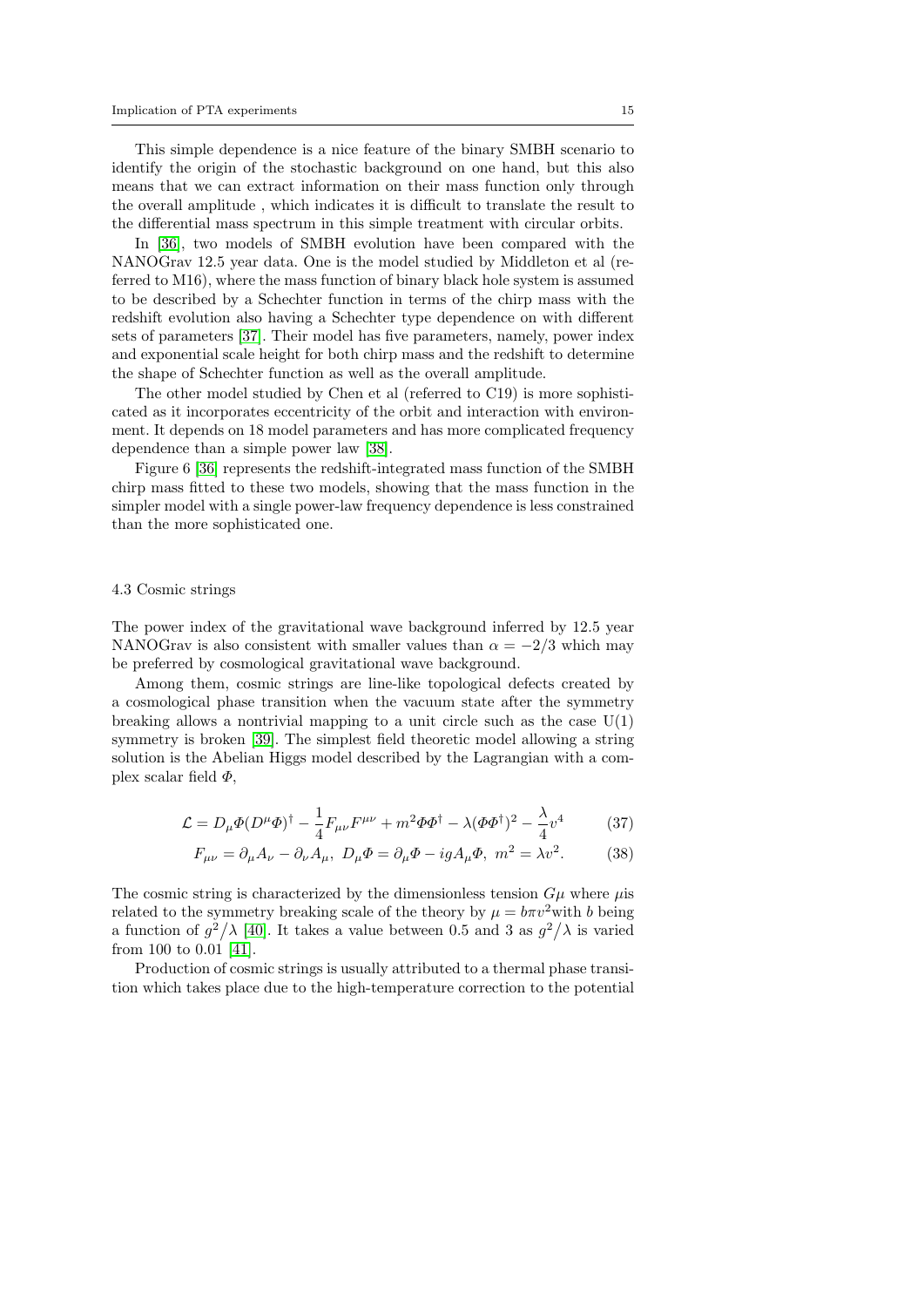This simple dependence is a nice feature of the binary SMBH scenario to identify the origin of the stochastic background on one hand, but this also means that we can extract information on their mass function only through the overall amplitude , which indicates it is difficult to translate the result to the differential mass spectrum in this simple treatment with circular orbits.

In [36], two models of SMBH evolution have been compared with the NANOGrav 12.5 year data. One is the model studied by Middleton et al (referred to M16), where the mass function of binary black hole system is assumed to be described by a Schechter function in terms of the chirp mass with the redshift evolution also having a Schechter type dependence on with different sets of parameters [37]. Their model has five parameters, namely, power index and exponential scale height for both chirp mass and the redshift to determine the shape of Schechter function as well as the overall amplitude.

The other model studied by Chen et al (referred to C19) is more sophisticated as it incorporates eccentricity of the orbit and interaction with environment. It depends on 18 model parameters and has more complicated frequency dependence than a simple power law [38].

Figure 6 [36] represents the redshift-integrated mass function of the SMBH chirp mass fitted to these two models, showing that the mass function in the simpler model with a single power-law frequency dependence is less constrained than the more sophisticated one.

### 4.3 Cosmic strings

The power index of the gravitational wave background inferred by 12.5 year NANOGrav is also consistent with smaller values than $\alpha = -2/3$ which may be preferred by cosmological gravitational wave background.

Among them, cosmic strings are line-like topological defects created by a cosmological phase transition when the vacuum state after the symmetry breaking allows a nontrivial mapping to a unit circle such as the case U(1) symmetry is broken [39]. The simplest field theoretic model allowing a string solution is the Abelian Higgs model described by the Lagrangian with a complex scalar field $\Phi$,

$$\mathcal{L} = D_\mu\Phi(D^\mu\Phi)^\dagger - \frac{1}{4}F_{\mu\nu}F^{\mu\nu} + m^2\Phi\Phi^\dagger - \lambda(\Phi\Phi^\dagger)^2 - \frac{\lambda}{4}v^4 \tag{37}$$

$$F_{\mu\nu} = \partial_\mu A_\nu - \partial_\nu A_\mu,\ D_\mu\Phi = \partial_\mu\Phi - igA_\mu\Phi,\ m^2 = \lambda v^2. \tag{38}$$

The cosmic string is characterized by the dimensionless tension $G\mu$ where $\mu$is related to the symmetry breaking scale of the theory by $\mu = b\pi v^2$with $b$ being a function of $g^2/\lambda$ [40]. It takes a value between 0.5 and 3 as $g^2/\lambda$ is varied from 100 to 0.01 [41].

Production of cosmic strings is usually attributed to a thermal phase transition which takes place due to the high-temperature correction to the potential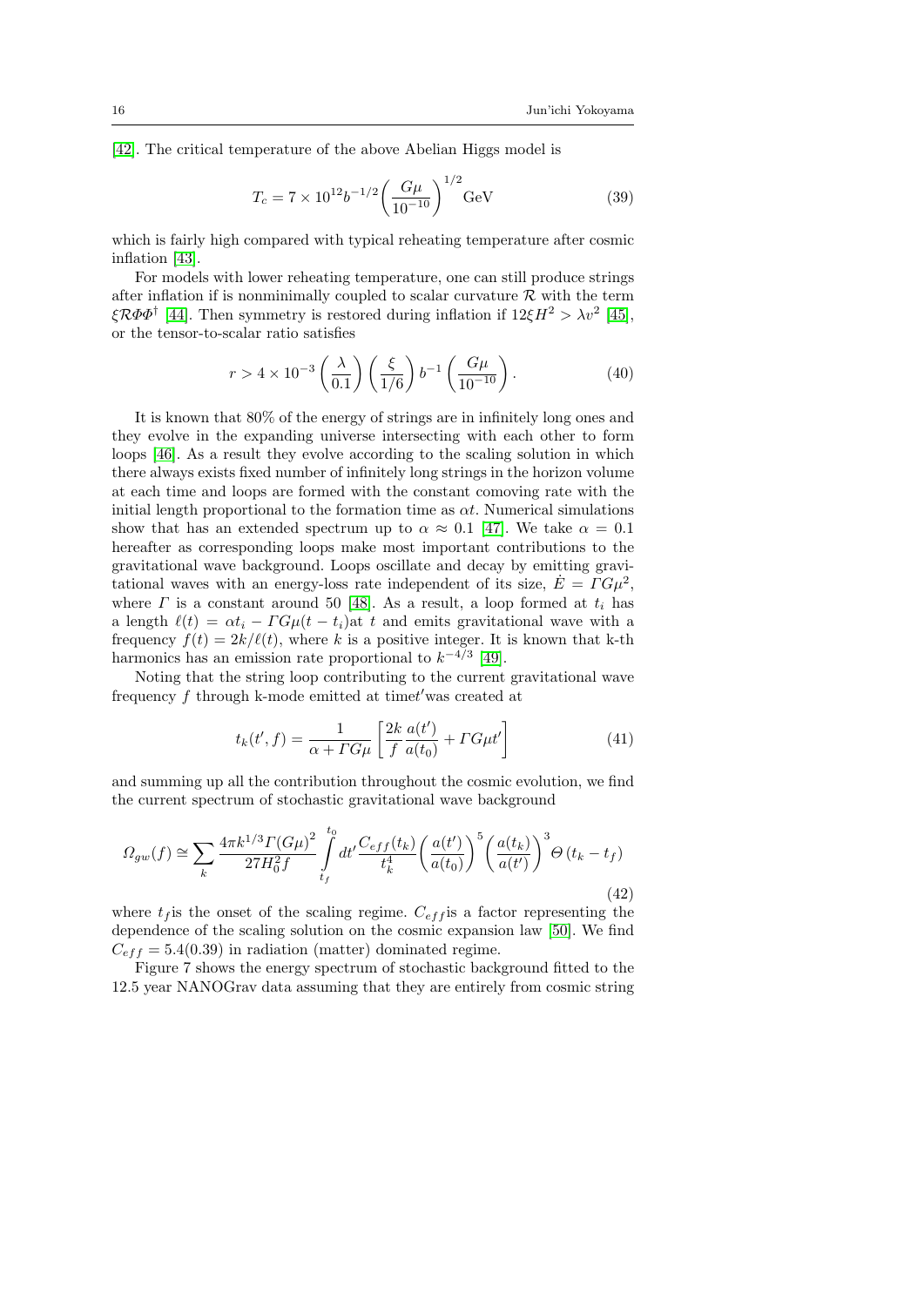[42]. The critical temperature of the above Abelian Higgs model is

$$T_c = 7 \times 10^{12} b^{-1/2} \left( \frac{G\mu}{10^{-10}} \right)^{1/2} \text{GeV} \tag{39}$$

which is fairly high compared with typical reheating temperature after cosmic inflation [43].

For models with lower reheating temperature, one can still produce strings after inflation if is nonminimally coupled to scalar curvature $\mathcal{R}$ with the term $\xi \mathcal{R} \Phi \Phi^\dagger$ [44]. Then symmetry is restored during inflation if $12\xi H^2 > \lambda v^2$ [45], or the tensor-to-scalar ratio satisfies

$$r > 4 \times 10^{-3} \left( \frac{\lambda}{0.1} \right) \left( \frac{\xi}{1/6} \right) b^{-1} \left( \frac{G\mu}{10^{-10}} \right). \tag{40}$$

It is known that 80% of the energy of strings are in infinitely long ones and they evolve in the expanding universe intersecting with each other to form loops [46]. As a result they evolve according to the scaling solution in which there always exists fixed number of infinitely long strings in the horizon volume at each time and loops are formed with the constant comoving rate with the initial length proportional to the formation time as $\alpha t$. Numerical simulations show that has an extended spectrum up to $\alpha \approx 0.1$ [47]. We take $\alpha = 0.1$ hereafter as corresponding loops make most important contributions to the gravitational wave background. Loops oscillate and decay by emitting gravitational waves with an energy-loss rate independent of its size, $\dot{E} = \Gamma G \mu^2$, where $\Gamma$ is a constant around 50 [48]. As a result, a loop formed at $t_i$ has a length $\ell(t) = \alpha t_i - \Gamma G\mu(t - t_i)$at $t$ and emits gravitational wave with a frequency $f(t) = 2k/\ell(t)$, where $k$ is a positive integer. It is known that k-th harmonics has an emission rate proportional to $k^{-4/3}$ [49].

Noting that the string loop contributing to the current gravitational wave frequency $f$ through k-mode emitted at time$t'$was created at

$$t_k(t', f) = \frac{1}{\alpha + \Gamma G\mu} \left[ \frac{2k}{f} \frac{a(t')}{a(t_0)} + \Gamma G\mu t' \right] \tag{41}$$

and summing up all the contribution throughout the cosmic evolution, we find the current spectrum of stochastic gravitational wave background

$$\Omega_{gw}(f) \cong \sum_k \frac{4\pi k^{1/3} \Gamma (G\mu)^2}{27 H_0^2 f} \int_{t_f}^{t_0} dt' \frac{C_{eff}(t_k)}{t_k^4} \left( \frac{a(t')}{a(t_0)} \right)^5 \left( \frac{a(t_k)}{a(t')} \right)^3 \Theta\left(t_k - t_f\right) \tag{42}$$

where $t_f$is the onset of the scaling regime. $C_{eff}$is a factor representing the dependence of the scaling solution on the cosmic expansion law [50]. We find $C_{eff} = 5.4(0.39)$ in radiation (matter) dominated regime.

Figure 7 shows the energy spectrum of stochastic background fitted to the 12.5 year NANOGrav data assuming that they are entirely from cosmic string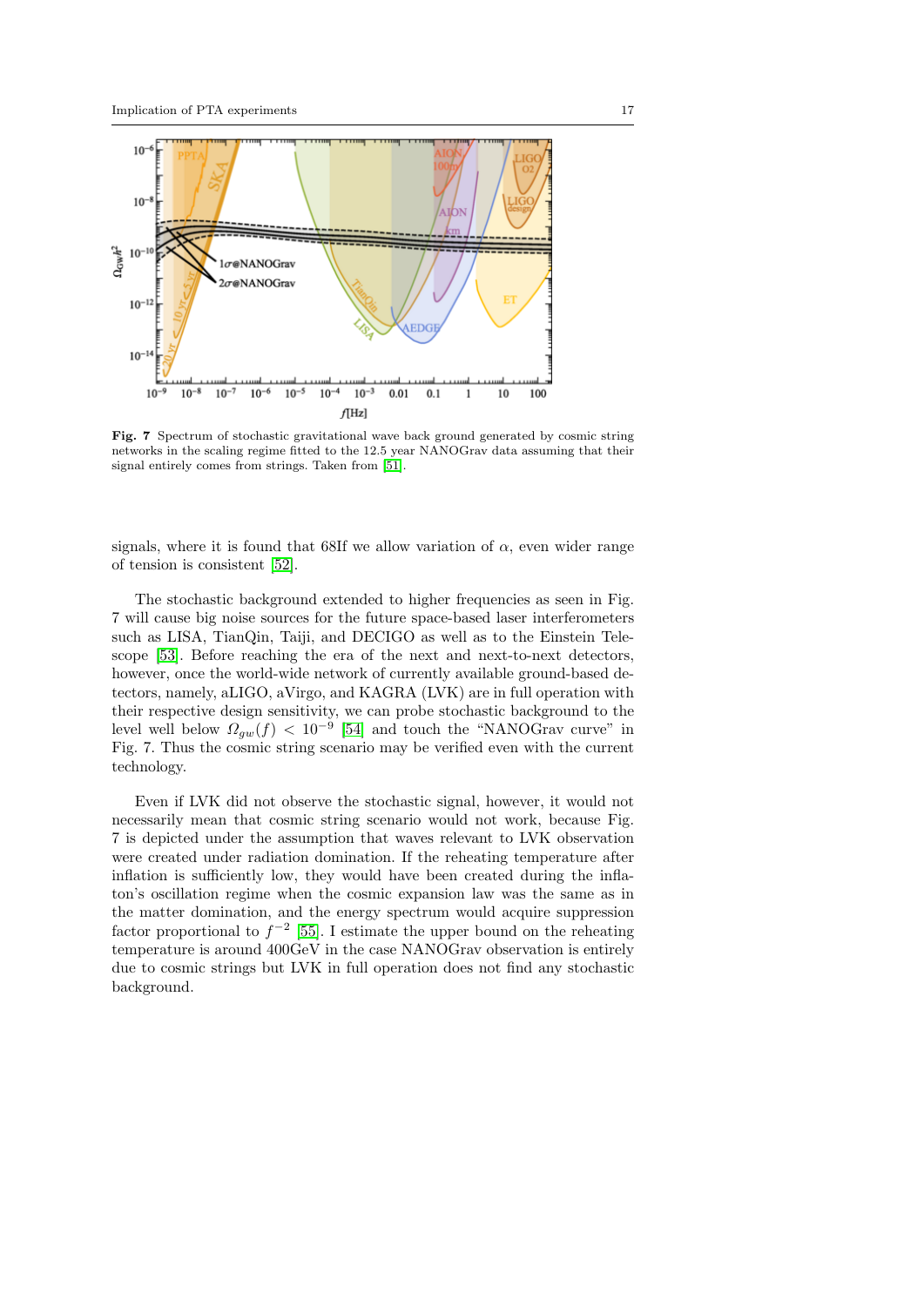**Fig. 7** Spectrum of stochastic gravitational wave back ground generated by cosmic string networks in the scaling regime fitted to the 12.5 year NANOGrav data assuming that their signal entirely comes from strings. Taken from [51].

signals, where it is found that 68If we allow variation of $\alpha$, even wider range of tension is consistent [52].

The stochastic background extended to higher frequencies as seen in Fig. 7 will cause big noise sources for the future space-based laser interferometers such as LISA, TianQin, Taiji, and DECIGO as well as to the Einstein Telescope [53]. Before reaching the era of the next and next-to-next detectors, however, once the world-wide network of currently available ground-based detectors, namely, aLIGO, aVirgo, and KAGRA (LVK) are in full operation with their respective design sensitivity, we can probe stochastic background to the level well below $\Omega_{gw}(f) < 10^{-9}$ [54] and touch the "NANOGrav curve" in Fig. 7. Thus the cosmic string scenario may be verified even with the current technology.

Even if LVK did not observe the stochastic signal, however, it would not necessarily mean that cosmic string scenario would not work, because Fig. 7 is depicted under the assumption that waves relevant to LVK observation were created under radiation domination. If the reheating temperature after inflation is sufficiently low, they would have been created during the inflaton's oscillation regime when the cosmic expansion law was the same as in the matter domination, and the energy spectrum would acquire suppression factor proportional to $f^{-2}$ [55]. I estimate the upper bound on the reheating temperature is around 400GeV in the case NANOGrav observation is entirely due to cosmic strings but LVK in full operation does not find any stochastic background.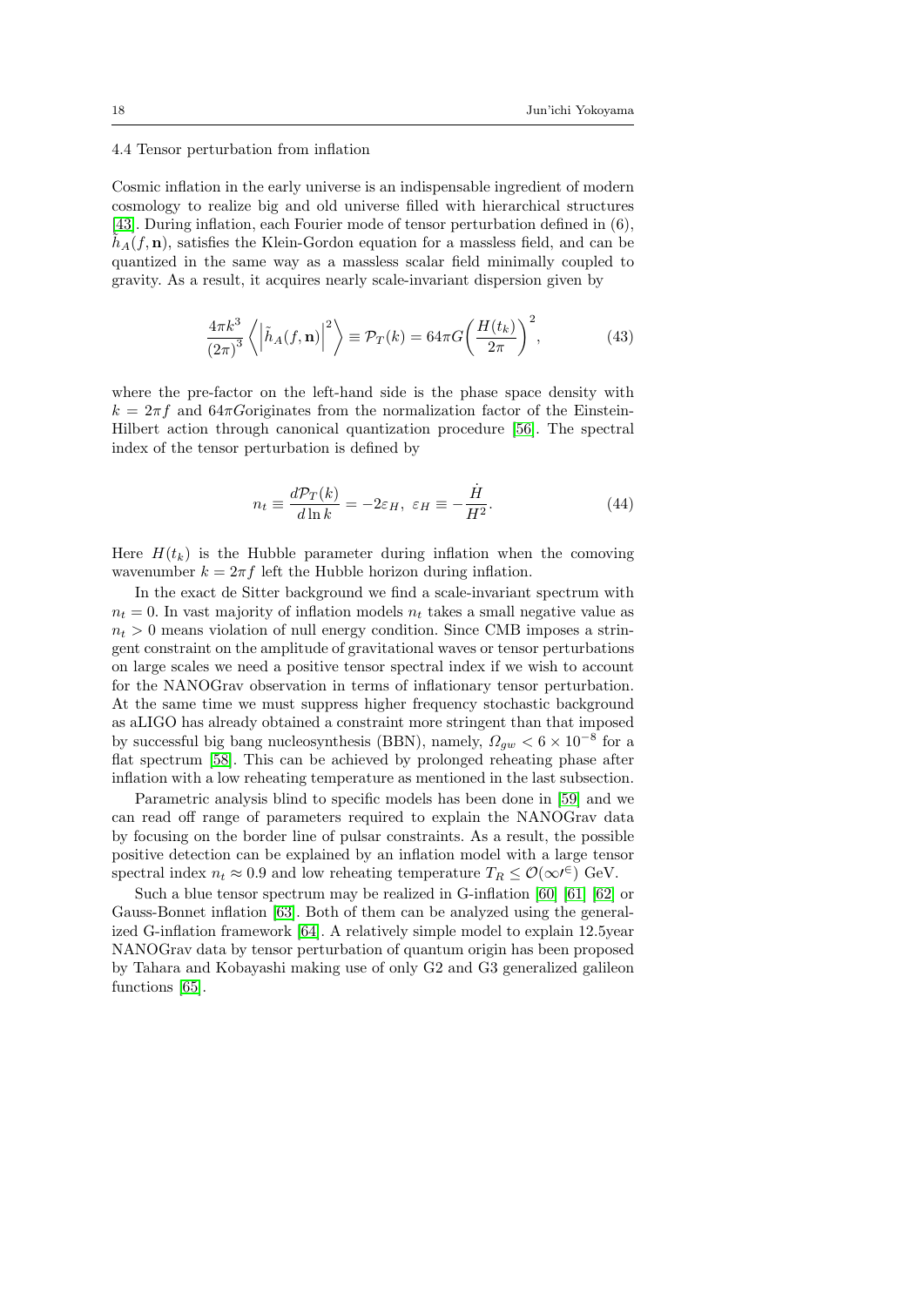### 4.4 Tensor perturbation from inflation

Cosmic inflation in the early universe is an indispensable ingredient of modern cosmology to realize big and old universe filled with hierarchical structures [43]. During inflation, each Fourier mode of tensor perturbation defined in (6), $\tilde{h}_A(f, \mathbf{n})$, satisfies the Klein-Gordon equation for a massless field, and can be quantized in the same way as a massless scalar field minimally coupled to gravity. As a result, it acquires nearly scale-invariant dispersion given by

$$\frac{4\pi k^3}{(2\pi)^3}\left\langle \left|\tilde{h}_A(f, \mathbf{n})\right|^2 \right\rangle \equiv \mathcal{P}_T(k) = 64\pi G\left(\frac{H(t_k)}{2\pi}\right)^2, \tag{43}$$

where the pre-factor on the left-hand side is the phase space density with $k = 2\pi f$ and $64\pi G$originates from the normalization factor of the Einstein-Hilbert action through canonical quantization procedure [56]. The spectral index of the tensor perturbation is defined by

$$n_t \equiv \frac{d\mathcal{P}_T(k)}{d\ln k} = -2\varepsilon_H,\ \varepsilon_H \equiv -\frac{\dot{H}}{H^2}. \tag{44}$$

Here $H(t_k)$ is the Hubble parameter during inflation when the comoving wavenumber $k = 2\pi f$ left the Hubble horizon during inflation.

In the exact de Sitter background we find a scale-invariant spectrum with $n_t = 0$. In vast majority of inflation models $n_t$ takes a small negative value as $n_t > 0$ means violation of null energy condition. Since CMB imposes a stringent constraint on the amplitude of gravitational waves or tensor perturbations on large scales we need a positive tensor spectral index if we wish to account for the NANOGrav observation in terms of inflationary tensor perturbation. At the same time we must suppress higher frequency stochastic background as aLIGO has already obtained a constraint more stringent than that imposed by successful big bang nucleosynthesis (BBN), namely, $\Omega_{gw} < 6 \times 10^{-8}$ for a flat spectrum [58]. This can be achieved by prolonged reheating phase after inflation with a low reheating temperature as mentioned in the last subsection.

Parametric analysis blind to specific models has been done in [59] and we can read off range of parameters required to explain the NANOGrav data by focusing on the border line of pulsar constraints. As a result, the possible positive detection can be explained by an inflation model with a large tensor spectral index $n_t \approx 0.9$ and low reheating temperature $T_R \leq \mathcal{O}(\propto\prime^{\in})$ GeV.

Such a blue tensor spectrum may be realized in G-inflation [60] [61] [62] or Gauss-Bonnet inflation [63]. Both of them can be analyzed using the generalized G-inflation framework [64]. A relatively simple model to explain 12.5year NANOGrav data by tensor perturbation of quantum origin has been proposed by Tahara and Kobayashi making use of only G2 and G3 generalized galileon functions [65].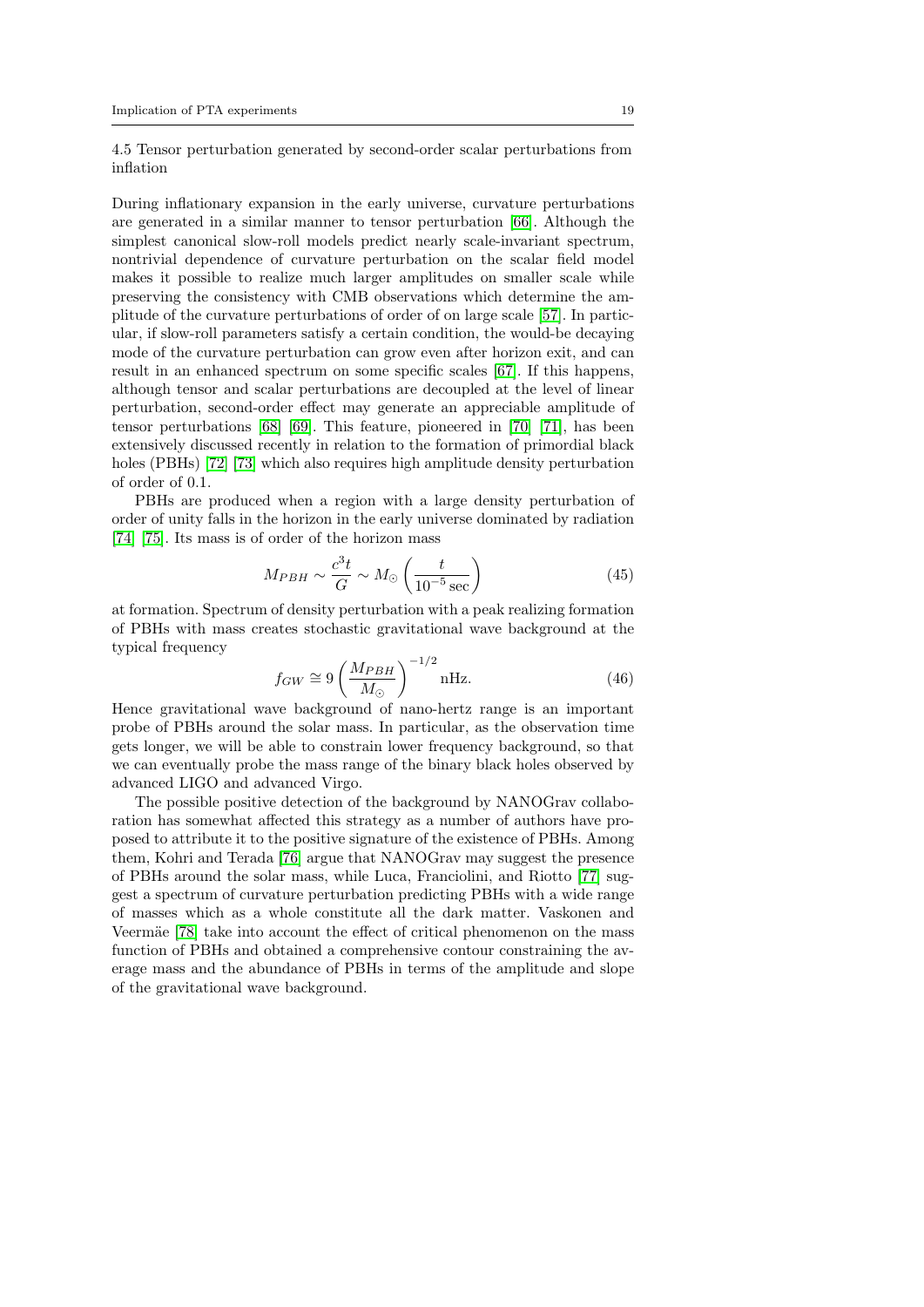### 4.5 Tensor perturbation generated by second-order scalar perturbations from inflation

During inflationary expansion in the early universe, curvature perturbations are generated in a similar manner to tensor perturbation [66]. Although the simplest canonical slow-roll models predict nearly scale-invariant spectrum, nontrivial dependence of curvature perturbation on the scalar field model makes it possible to realize much larger amplitudes on smaller scale while preserving the consistency with CMB observations which determine the amplitude of the curvature perturbations of order of on large scale [57]. In particular, if slow-roll parameters satisfy a certain condition, the would-be decaying mode of the curvature perturbation can grow even after horizon exit, and can result in an enhanced spectrum on some specific scales [67]. If this happens, although tensor and scalar perturbations are decoupled at the level of linear perturbation, second-order effect may generate an appreciable amplitude of tensor perturbations [68] [69]. This feature, pioneered in [70] [71], has been extensively discussed recently in relation to the formation of primordial black holes (PBHs) [72] [73] which also requires high amplitude density perturbation of order of 0.1.

PBHs are produced when a region with a large density perturbation of order of unity falls in the horizon in the early universe dominated by radiation [74] [75]. Its mass is of order of the horizon mass

$$M_{PBH} \sim \frac{c^3 t}{G} \sim M_{\odot} \left( \frac{t}{10^{-5}\,\mathrm{sec}} \right) \tag{45}$$

at formation. Spectrum of density perturbation with a peak realizing formation of PBHs with mass creates stochastic gravitational wave background at the typical frequency

$$f_{GW} \cong 9 \left( \frac{M_{PBH}}{M_{\odot}} \right)^{-1/2} \mathrm{nHz}. \tag{46}$$

Hence gravitational wave background of nano-hertz range is an important probe of PBHs around the solar mass. In particular, as the observation time gets longer, we will be able to constrain lower frequency background, so that we can eventually probe the mass range of the binary black holes observed by advanced LIGO and advanced Virgo.

The possible positive detection of the background by NANOGrav collaboration has somewhat affected this strategy as a number of authors have proposed to attribute it to the positive signature of the existence of PBHs. Among them, Kohri and Terada [76] argue that NANOGrav may suggest the presence of PBHs around the solar mass, while Luca, Franciolini, and Riotto [77] suggest a spectrum of curvature perturbation predicting PBHs with a wide range of masses which as a whole constitute all the dark matter. Vaskonen and Veermäe [78] take into account the effect of critical phenomenon on the mass function of PBHs and obtained a comprehensive contour constraining the average mass and the abundance of PBHs in terms of the amplitude and slope of the gravitational wave background.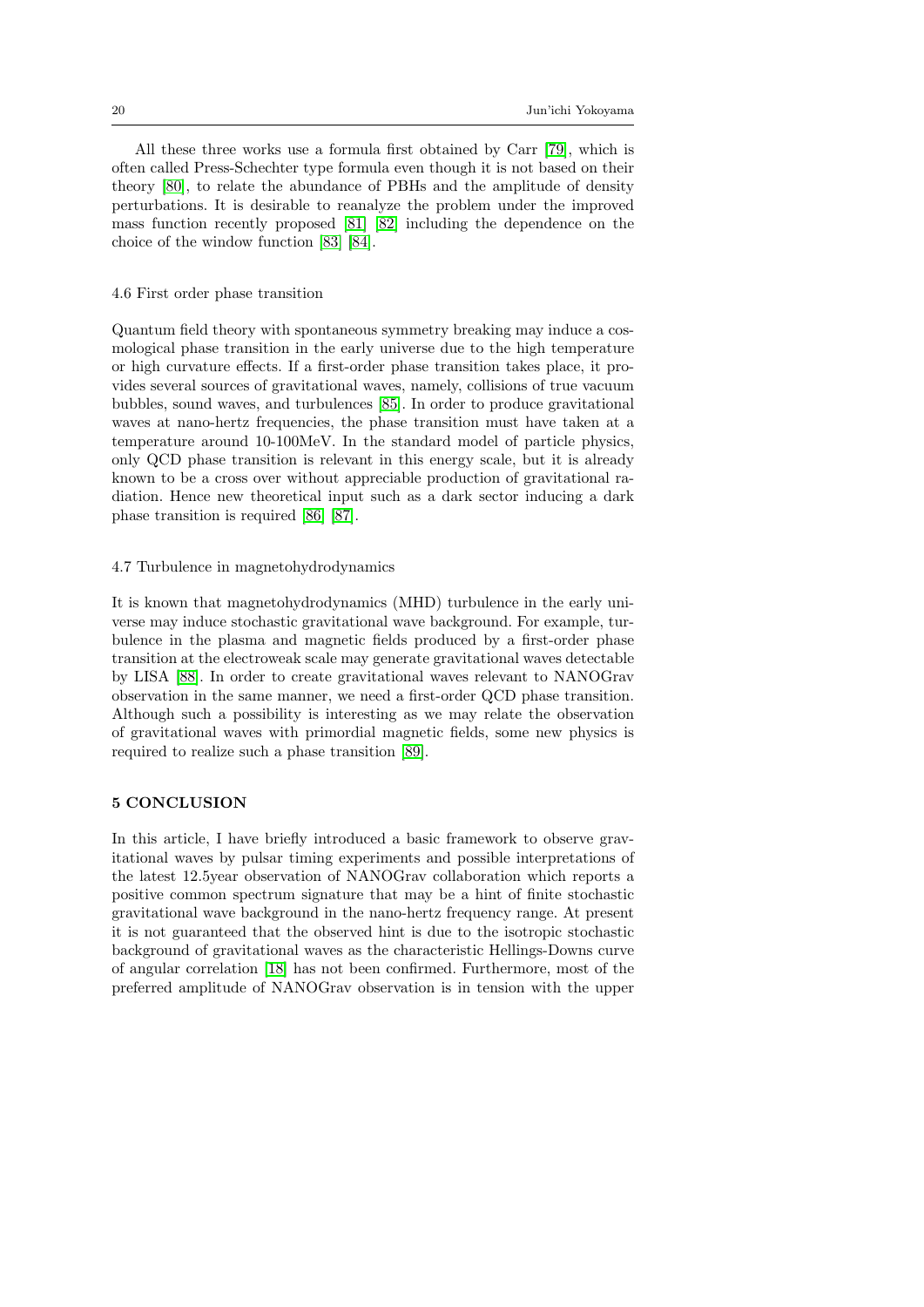All these three works use a formula first obtained by Carr [79], which is often called Press-Schechter type formula even though it is not based on their theory [80], to relate the abundance of PBHs and the amplitude of density perturbations. It is desirable to reanalyze the problem under the improved mass function recently proposed [81] [82] including the dependence on the choice of the window function [83] [84].

### 4.6 First order phase transition

Quantum field theory with spontaneous symmetry breaking may induce a cosmological phase transition in the early universe due to the high temperature or high curvature effects. If a first-order phase transition takes place, it provides several sources of gravitational waves, namely, collisions of true vacuum bubbles, sound waves, and turbulences [85]. In order to produce gravitational waves at nano-hertz frequencies, the phase transition must have taken at a temperature around 10-100MeV. In the standard model of particle physics, only QCD phase transition is relevant in this energy scale, but it is already known to be a cross over without appreciable production of gravitational radiation. Hence new theoretical input such as a dark sector inducing a dark phase transition is required [86] [87].

### 4.7 Turbulence in magnetohydrodynamics

It is known that magnetohydrodynamics (MHD) turbulence in the early universe may induce stochastic gravitational wave background. For example, turbulence in the plasma and magnetic fields produced by a first-order phase transition at the electroweak scale may generate gravitational waves detectable by LISA [88]. In order to create gravitational waves relevant to NANOGrav observation in the same manner, we need a first-order QCD phase transition. Although such a possibility is interesting as we may relate the observation of gravitational waves with primordial magnetic fields, some new physics is required to realize such a phase transition [89].

## 5 CONCLUSION

In this article, I have briefly introduced a basic framework to observe gravitational waves by pulsar timing experiments and possible interpretations of the latest 12.5year observation of NANOGrav collaboration which reports a positive common spectrum signature that may be a hint of finite stochastic gravitational wave background in the nano-hertz frequency range. At present it is not guaranteed that the observed hint is due to the isotropic stochastic background of gravitational waves as the characteristic Hellings-Downs curve of angular correlation [18] has not been confirmed. Furthermore, most of the preferred amplitude of NANOGrav observation is in tension with the upper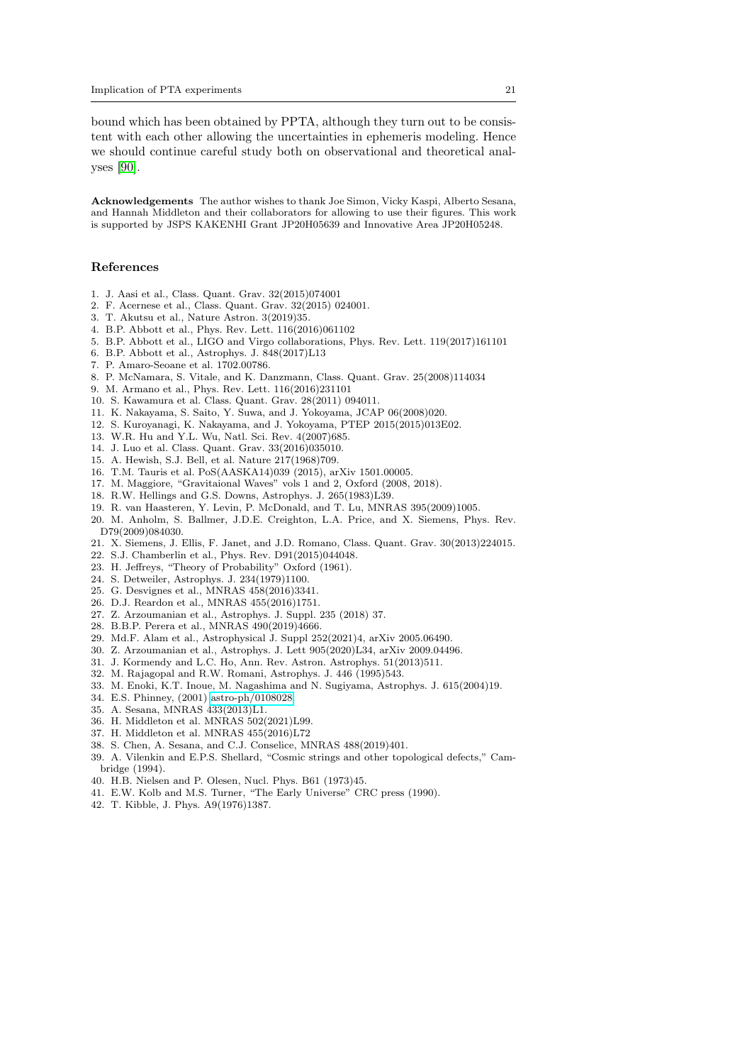bound which has been obtained by PPTA, although they turn out to be consistent with each other allowing the uncertainties in ephemeris modeling. Hence we should continue careful study both on observational and theoretical analyses [90].

**Acknowledgements** The author wishes to thank Joe Simon, Vicky Kaspi, Alberto Sesana, and Hannah Middleton and their collaborators for allowing to use their figures. This work is supported by JSPS KAKENHI Grant JP20H05639 and Innovative Area JP20H05248.

## References

1. J. Aasi et al., Class. Quant. Grav. 32(2015)074001
2. F. Acernese et al., Class. Quant. Grav. 32(2015) 024001.
3. T. Akutsu et al., Nature Astron. 3(2019)35.
4. B.P. Abbott et al., Phys. Rev. Lett. 116(2016)061102
5. B.P. Abbott et al., LIGO and Virgo collaborations, Phys. Rev. Lett. 119(2017)161101
6. B.P. Abbott et al., Astrophys. J. 848(2017)L13
7. P. Amaro-Seoane et al. 1702.00786.
8. P. McNamara, S. Vitale, and K. Danzmann, Class. Quant. Grav. 25(2008)114034
9. M. Armano et al., Phys. Rev. Lett. 116(2016)231101
10. S. Kawamura et al. Class. Quant. Grav. 28(2011) 094011.
11. K. Nakayama, S. Saito, Y. Suwa, and J. Yokoyama, JCAP 06(2008)020.
12. S. Kuroyanagi, K. Nakayama, and J. Yokoyama, PTEP 2015(2015)013E02.
13. W.R. Hu and Y.L. Wu, Natl. Sci. Rev. 4(2007)685.
14. J. Luo et al. Class. Quant. Grav. 33(2016)035010.
15. A. Hewish, S.J. Bell, et al. Nature 217(1968)709.
16. T.M. Tauris et al. PoS(AASKA14)039 (2015), arXiv 1501.00005.
17. M. Maggiore, "Gravitaional Waves" vols 1 and 2, Oxford (2008, 2018).
18. R.W. Hellings and G.S. Downs, Astrophys. J. 265(1983)L39.
19. R. van Haasteren, Y. Levin, P. McDonald, and T. Lu, MNRAS 395(2009)1005.
20. M. Anholm, S. Ballmer, J.D.E. Creighton, L.A. Price, and X. Siemens, Phys. Rev. D79(2009)084030.
21. X. Siemens, J. Ellis, F. Janet, and J.D. Romano, Class. Quant. Grav. 30(2013)224015.
22. S.J. Chamberlin et al., Phys. Rev. D91(2015)044048.
23. H. Jeffreys, "Theory of Probability" Oxford (1961).
24. S. Detweiler, Astrophys. J. 234(1979)1100.
25. G. Desvignes et al., MNRAS 458(2016)3341.
26. D.J. Reardon et al., MNRAS 455(2016)1751.
27. Z. Arzoumanian et al., Astrophys. J. Suppl. 235 (2018) 37.
28. B.B.P. Perera et al., MNRAS 490(2019)4666.
29. Md.F. Alam et al., Astrophysical J. Suppl 252(2021)4, arXiv 2005.06490.
30. Z. Arzoumanian et al., Astrophys. J. Lett 905(2020)L34, arXiv 2009.04496.
31. J. Kormendy and L.C. Ho, Ann. Rev. Astron. Astrophys. 51(2013)511.
32. M. Rajagopal and R.W. Romani, Astrophys. J. 446 (1995)543.
33. M. Enoki, K.T. Inoue, M. Nagashima and N. Sugiyama, Astrophys. J. 615(2004)19.
34. E.S. Phinney, (2001) astro-ph/0108028.
35. A. Sesana, MNRAS 433(2013)L1.
36. H. Middleton et al. MNRAS 502(2021)L99.
37. H. Middleton et al. MNRAS 455(2016)L72
38. S. Chen, A. Sesana, and C.J. Conselice, MNRAS 488(2019)401.
39. A. Vilenkin and E.P.S. Shellard, "Cosmic strings and other topological defects," Cambridge (1994).
40. H.B. Nielsen and P. Olesen, Nucl. Phys. B61 (1973)45.
41. E.W. Kolb and M.S. Turner, "The Early Universe" CRC press (1990).
42. T. Kibble, J. Phys. A9(1976)1387.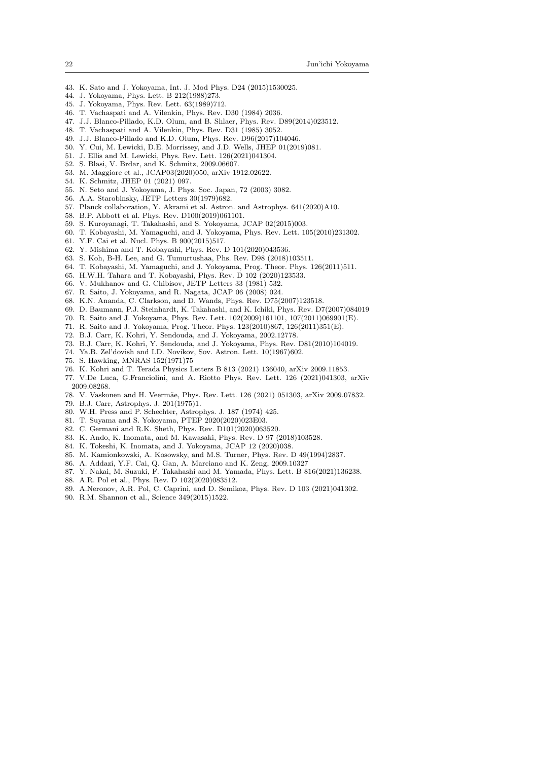43. K. Sato and J. Yokoyama, Int. J. Mod Phys. D24 (2015)1530025.
44. J. Yokoyama, Phys. Lett. B 212(1988)273.
45. J. Yokoyama, Phys. Rev. Lett. 63(1989)712.
46. T. Vachaspati and A. Vilenkin, Phys. Rev. D30 (1984) 2036.
47. J.J. Blanco-Pillado, K.D. Olum, and B. Shlaer, Phys. Rev. D89(2014)023512.
48. T. Vachaspati and A. Vilenkin, Phys. Rev. D31 (1985) 3052.
49. J.J. Blanco-Pillado and K.D. Olum, Phys. Rev. D96(2017)104046.
50. Y. Cui, M. Lewicki, D.E. Morrissey, and J.D. Wells, JHEP 01(2019)081.
51. J. Ellis and M. Lewicki, Phys. Rev. Lett. 126(2021)041304.
52. S. Blasi, V. Brdar, and K. Schmitz, 2009.06607.
53. M. Maggiore et al., JCAP03(2020)050, arXiv 1912.02622.
54. K. Schmitz, JHEP 01 (2021) 097.
55. N. Seto and J. Yokoyama, J. Phys. Soc. Japan, 72 (2003) 3082.
56. A.A. Starobinsky, JETP Letters 30(1979)682.
57. Planck collaboration, Y. Akrami et al. Astron. and Astrophys. 641(2020)A10.
58. B.P. Abbott et al. Phys. Rev. D100(2019)061101.
59. S. Kuroyanagi, T. Takahashi, and S. Yokoyama, JCAP 02(2015)003.
60. T. Kobayashi, M. Yamaguchi, and J. Yokoyama, Phys. Rev. Lett. 105(2010)231302.
61. Y.F. Cai et al. Nucl. Phys. B 900(2015)517.
62. Y. Mishima and T. Kobayashi, Phys. Rev. D 101(2020)043536.
63. S. Koh, B-H. Lee, and G. Tumurtushaa, Phs. Rev. D98 (2018)103511.
64. T. Kobayashi, M. Yamaguchi, and J. Yokoyama, Prog. Theor. Phys. 126(2011)511.
65. H.W.H. Tahara and T. Kobayashi, Phys. Rev. D 102 (2020)123533.
66. V. Mukhanov and G. Chibisov, JETP Letters 33 (1981) 532.
67. R. Saito, J. Yokoyama, and R. Nagata, JCAP 06 (2008) 024.
68. K.N. Ananda, C. Clarkson, and D. Wands, Phys. Rev. D75(2007)123518.
69. D. Baumann, P.J. Steinhardt, K. Takahashi, and K. Ichiki, Phys. Rev. D7(2007)084019
70. R. Saito and J. Yokoyama, Phys. Rev. Lett. 102(2009)161101, 107(2011)069901(E).
71. R. Saito and J. Yokoyama, Prog. Theor. Phys. 123(2010)867, 126(2011)351(E).
72. B.J. Carr, K. Kohri, Y. Sendouda, and J. Yokoyama, 2002.12778.
73. B.J. Carr, K. Kohri, Y. Sendouda, and J. Yokoyama, Phys. Rev. D81(2010)104019.
74. Ya.B. Zel'dovish and I.D. Novikov, Sov. Astron. Lett. 10(1967)602.
75. S. Hawking, MNRAS 152(1971)75
76. K. Kohri and T. Terada Physics Letters B 813 (2021) 136040, arXiv 2009.11853.
77. V.De Luca, G.Franciolini, and A. Riotto Phys. Rev. Lett. 126 (2021)041303, arXiv 2009.08268.
78. V. Vaskonen and H. Veermäe, Phys. Rev. Lett. 126 (2021) 051303, arXiv 2009.07832.
79. B.J. Carr, Astrophys. J. 201(1975)1.
80. W.H. Press and P. Schechter, Astrophys. J. 187 (1974) 425.
81. T. Suyama and S. Yokoyama, PTEP 2020(2020)023E03.
82. C. Germani and R.K. Sheth, Phys. Rev. D101(2020)063520.
83. K. Ando, K. Inomata, and M. Kawasaki, Phys. Rev. D 97 (2018)103528.
84. K. Tokeshi, K. Inomata, and J. Yokoyama, JCAP 12 (2020)038.
85. M. Kamionkowski, A. Kosowsky, and M.S. Turner, Phys. Rev. D 49(1994)2837.
86. A. Addazi, Y.F. Cai, Q. Gan, A. Marciano and K. Zeng, 2009.10327
87. Y. Nakai, M. Suzuki, F. Takahashi and M. Yamada, Phys. Lett. B 816(2021)136238.
88. A.R. Pol et al., Phys. Rev. D 102(2020)083512.
89. A.Neronov, A.R. Pol, C. Caprini, and D. Semikoz, Phys. Rev. D 103 (2021)041302.
90. R.M. Shannon et al., Science 349(2015)1522.